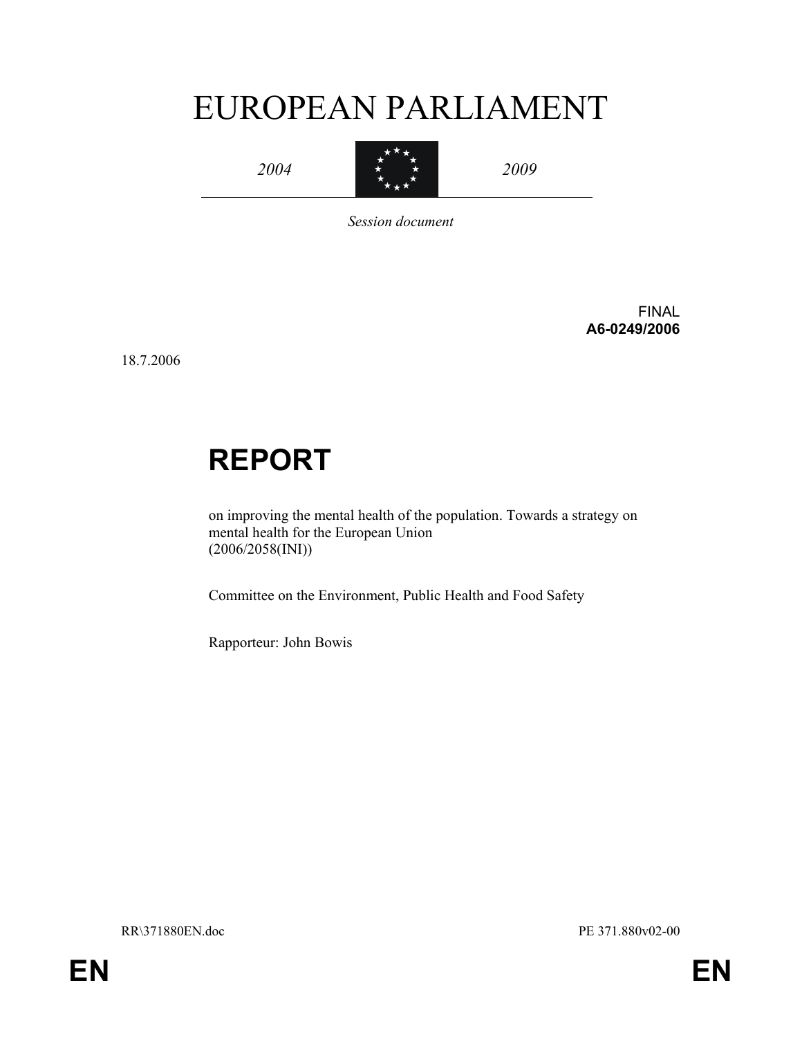# EUROPEAN PARLIAMENT

*2004* *2009*

*Session document*

FINAL
**A6-0249/2006**

18.7.2006

# REPORT

on improving the mental health of the population. Towards a strategy on mental health for the European Union
(2006/2058(INI))

Committee on the Environment, Public Health and Food Safety

Rapporteur: John Bowis

RR\371880EN.doc PE 371.880v02-00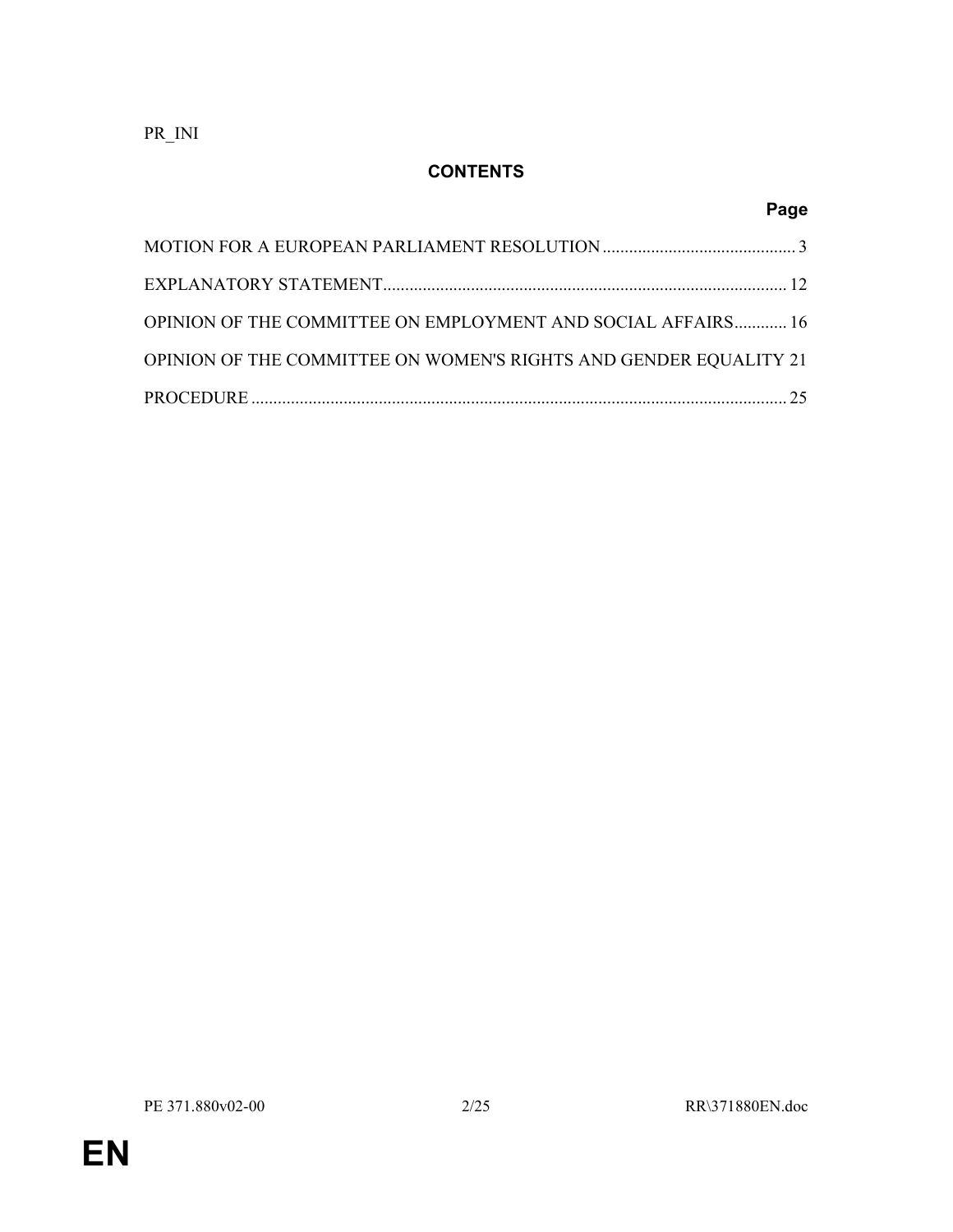PR_INI

## CONTENTS

| | Page |
|---|---|
| MOTION FOR A EUROPEAN PARLIAMENT RESOLUTION | 3 |
| EXPLANATORY STATEMENT | 12 |
| OPINION OF THE COMMITTEE ON EMPLOYMENT AND SOCIAL AFFAIRS | 16 |
| OPINION OF THE COMMITTEE ON WOMEN'S RIGHTS AND GENDER EQUALITY | 21 |
| PROCEDURE | 25 |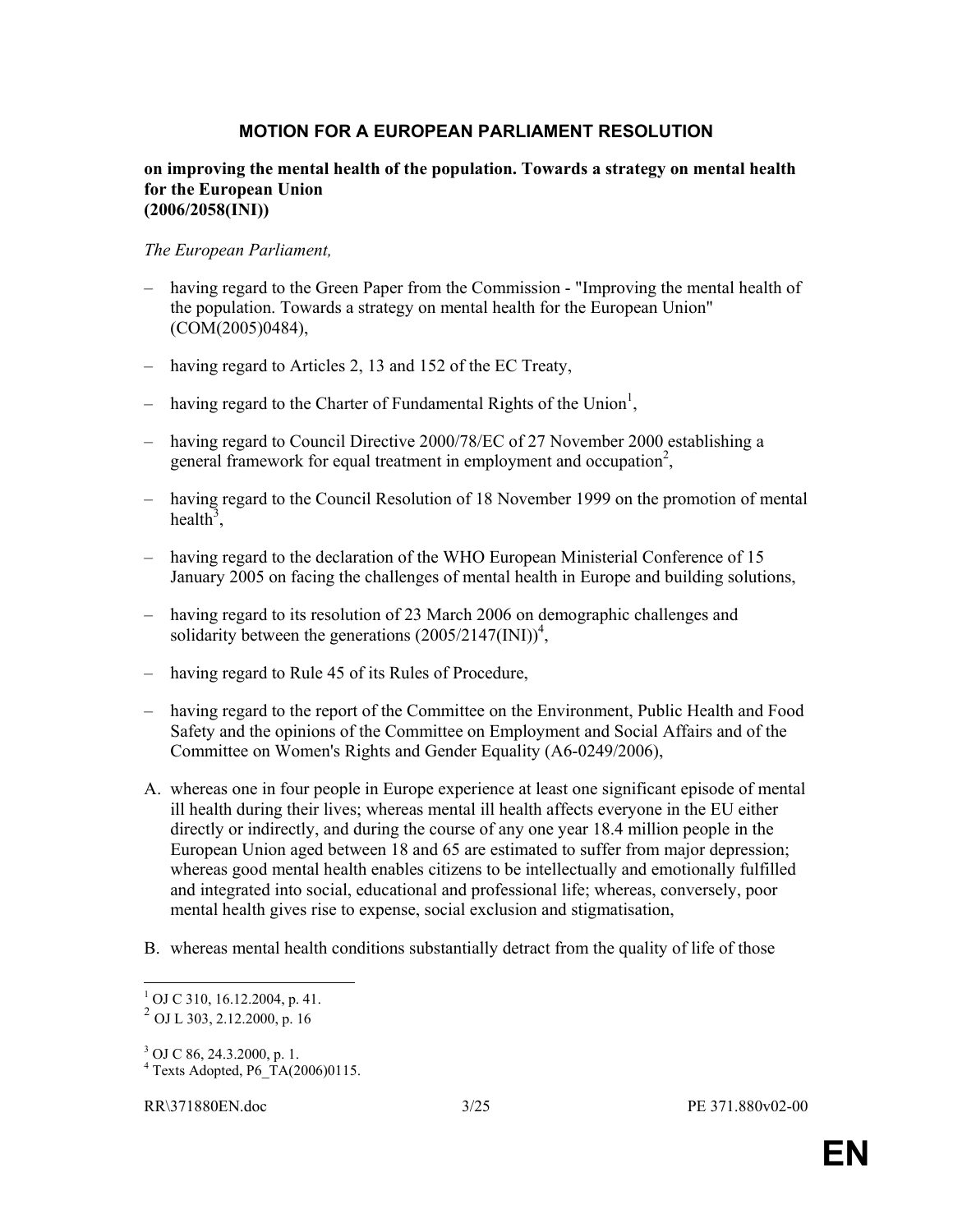# MOTION FOR A EUROPEAN PARLIAMENT RESOLUTION

**on improving the mental health of the population. Towards a strategy on mental health for the European Union (2006/2058(INI))**

*The European Parliament,*

– having regard to the Green Paper from the Commission - "Improving the mental health of the population. Towards a strategy on mental health for the European Union" (COM(2005)0484),

– having regard to Articles 2, 13 and 152 of the EC Treaty,

– having regard to the Charter of Fundamental Rights of the Union[1],

– having regard to Council Directive 2000/78/EC of 27 November 2000 establishing a general framework for equal treatment in employment and occupation[2],

– having regard to the Council Resolution of 18 November 1999 on the promotion of mental health[3],

– having regard to the declaration of the WHO European Ministerial Conference of 15 January 2005 on facing the challenges of mental health in Europe and building solutions,

– having regard to its resolution of 23 March 2006 on demographic challenges and solidarity between the generations (2005/2147(INI))[4],

– having regard to Rule 45 of its Rules of Procedure,

– having regard to the report of the Committee on the Environment, Public Health and Food Safety and the opinions of the Committee on Employment and Social Affairs and of the Committee on Women's Rights and Gender Equality (A6-0249/2006),

A. whereas one in four people in Europe experience at least one significant episode of mental ill health during their lives; whereas mental ill health affects everyone in the EU either directly or indirectly, and during the course of any one year 18.4 million people in the European Union aged between 18 and 65 are estimated to suffer from major depression; whereas good mental health enables citizens to be intellectually and emotionally fulfilled and integrated into social, educational and professional life; whereas, conversely, poor mental health gives rise to expense, social exclusion and stigmatisation,

B. whereas mental health conditions substantially detract from the quality of life of those

---

[1] OJ C 310, 16.12.2004, p. 41.

[2] OJ L 303, 2.12.2000, p. 16

[3] OJ C 86, 24.3.2000, p. 1.

[4] Texts Adopted, P6_TA(2006)0115.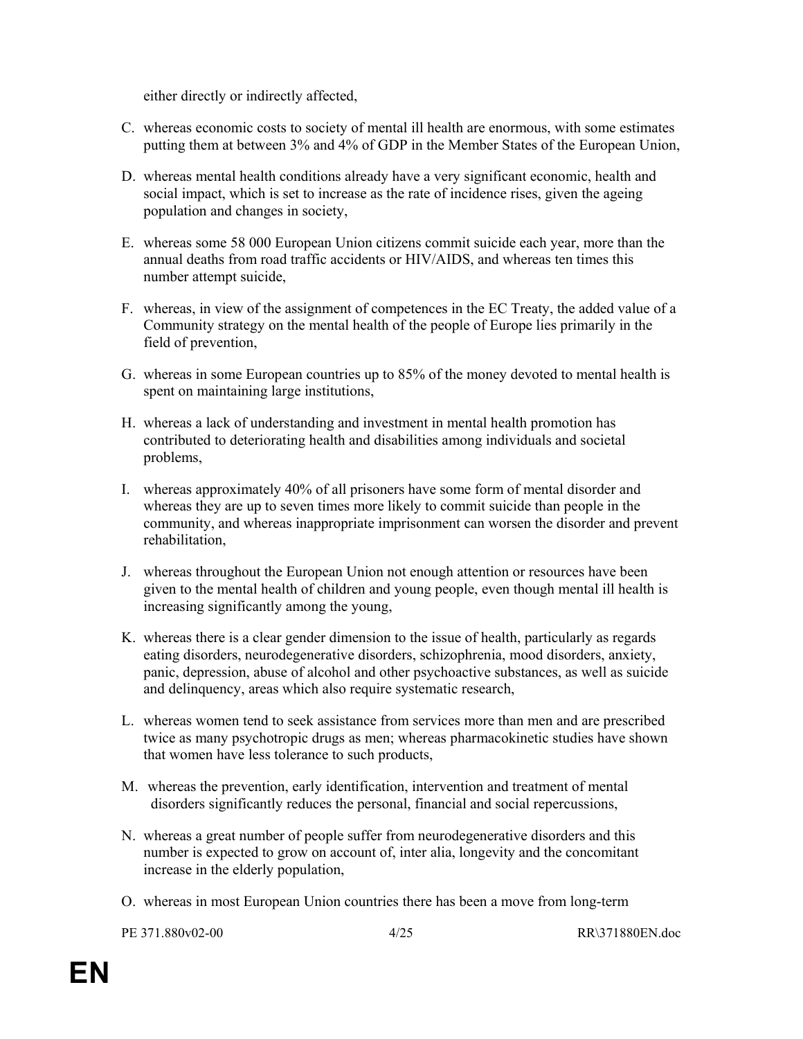either directly or indirectly affected,

C. whereas economic costs to society of mental ill health are enormous, with some estimates putting them at between 3% and 4% of GDP in the Member States of the European Union,

D. whereas mental health conditions already have a very significant economic, health and social impact, which is set to increase as the rate of incidence rises, given the ageing population and changes in society,

E. whereas some 58 000 European Union citizens commit suicide each year, more than the annual deaths from road traffic accidents or HIV/AIDS, and whereas ten times this number attempt suicide,

F. whereas, in view of the assignment of competences in the EC Treaty, the added value of a Community strategy on the mental health of the people of Europe lies primarily in the field of prevention,

G. whereas in some European countries up to 85% of the money devoted to mental health is spent on maintaining large institutions,

H. whereas a lack of understanding and investment in mental health promotion has contributed to deteriorating health and disabilities among individuals and societal problems,

I. whereas approximately 40% of all prisoners have some form of mental disorder and whereas they are up to seven times more likely to commit suicide than people in the community, and whereas inappropriate imprisonment can worsen the disorder and prevent rehabilitation,

J. whereas throughout the European Union not enough attention or resources have been given to the mental health of children and young people, even though mental ill health is increasing significantly among the young,

K. whereas there is a clear gender dimension to the issue of health, particularly as regards eating disorders, neurodegenerative disorders, schizophrenia, mood disorders, anxiety, panic, depression, abuse of alcohol and other psychoactive substances, as well as suicide and delinquency, areas which also require systematic research,

L. whereas women tend to seek assistance from services more than men and are prescribed twice as many psychotropic drugs as men; whereas pharmacokinetic studies have shown that women have less tolerance to such products,

M. whereas the prevention, early identification, intervention and treatment of mental disorders significantly reduces the personal, financial and social repercussions,

N. whereas a great number of people suffer from neurodegenerative disorders and this number is expected to grow on account of, inter alia, longevity and the concomitant increase in the elderly population,

O. whereas in most European Union countries there has been a move from long-term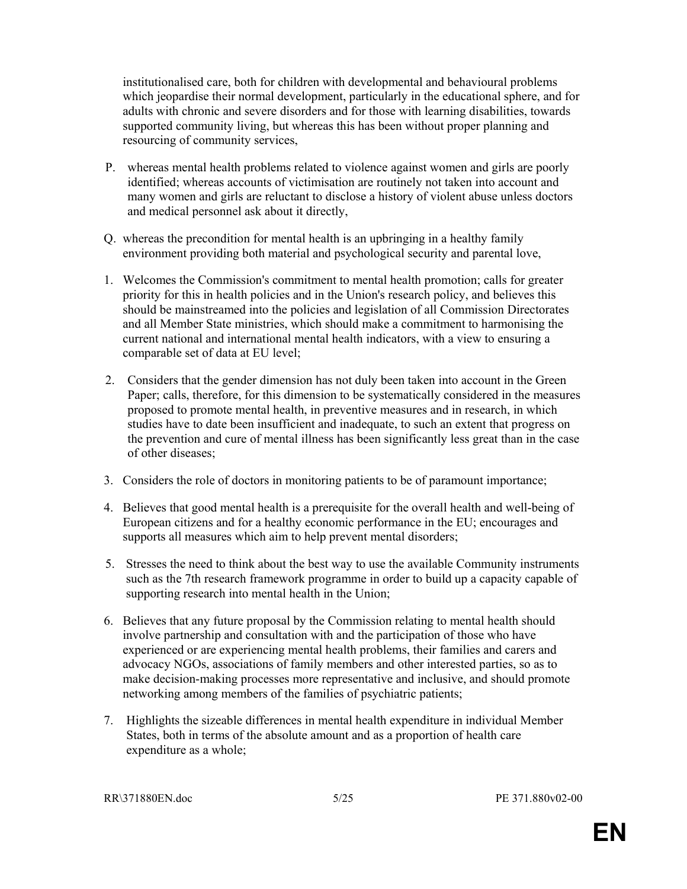institutionalised care, both for children with developmental and behavioural problems which jeopardise their normal development, particularly in the educational sphere, and for adults with chronic and severe disorders and for those with learning disabilities, towards supported community living, but whereas this has been without proper planning and resourcing of community services,

P. whereas mental health problems related to violence against women and girls are poorly identified; whereas accounts of victimisation are routinely not taken into account and many women and girls are reluctant to disclose a history of violent abuse unless doctors and medical personnel ask about it directly,

Q. whereas the precondition for mental health is an upbringing in a healthy family environment providing both material and psychological security and parental love,

1. Welcomes the Commission's commitment to mental health promotion; calls for greater priority for this in health policies and in the Union's research policy, and believes this should be mainstreamed into the policies and legislation of all Commission Directorates and all Member State ministries, which should make a commitment to harmonising the current national and international mental health indicators, with a view to ensuring a comparable set of data at EU level;

2. Considers that the gender dimension has not duly been taken into account in the Green Paper; calls, therefore, for this dimension to be systematically considered in the measures proposed to promote mental health, in preventive measures and in research, in which studies have to date been insufficient and inadequate, to such an extent that progress on the prevention and cure of mental illness has been significantly less great than in the case of other diseases;

3. Considers the role of doctors in monitoring patients to be of paramount importance;

4. Believes that good mental health is a prerequisite for the overall health and well-being of European citizens and for a healthy economic performance in the EU; encourages and supports all measures which aim to help prevent mental disorders;

5. Stresses the need to think about the best way to use the available Community instruments such as the 7th research framework programme in order to build up a capacity capable of supporting research into mental health in the Union;

6. Believes that any future proposal by the Commission relating to mental health should involve partnership and consultation with and the participation of those who have experienced or are experiencing mental health problems, their families and carers and advocacy NGOs, associations of family members and other interested parties, so as to make decision-making processes more representative and inclusive, and should promote networking among members of the families of psychiatric patients;

7. Highlights the sizeable differences in mental health expenditure in individual Member States, both in terms of the absolute amount and as a proportion of health care expenditure as a whole;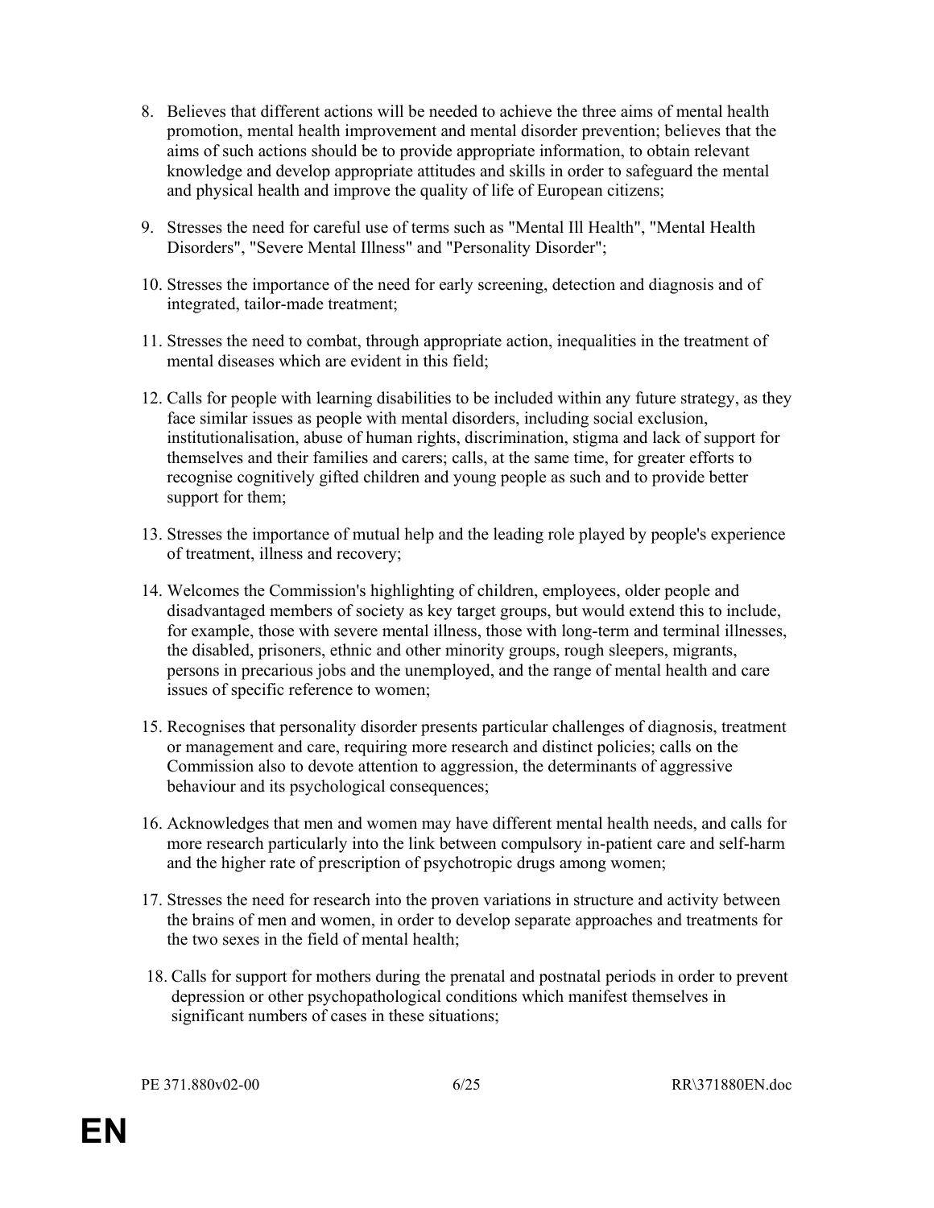8. Believes that different actions will be needed to achieve the three aims of mental health promotion, mental health improvement and mental disorder prevention; believes that the aims of such actions should be to provide appropriate information, to obtain relevant knowledge and develop appropriate attitudes and skills in order to safeguard the mental and physical health and improve the quality of life of European citizens;

9. Stresses the need for careful use of terms such as "Mental Ill Health", "Mental Health Disorders", "Severe Mental Illness" and "Personality Disorder";

10. Stresses the importance of the need for early screening, detection and diagnosis and of integrated, tailor-made treatment;

11. Stresses the need to combat, through appropriate action, inequalities in the treatment of mental diseases which are evident in this field;

12. Calls for people with learning disabilities to be included within any future strategy, as they face similar issues as people with mental disorders, including social exclusion, institutionalisation, abuse of human rights, discrimination, stigma and lack of support for themselves and their families and carers; calls, at the same time, for greater efforts to recognise cognitively gifted children and young people as such and to provide better support for them;

13. Stresses the importance of mutual help and the leading role played by people's experience of treatment, illness and recovery;

14. Welcomes the Commission's highlighting of children, employees, older people and disadvantaged members of society as key target groups, but would extend this to include, for example, those with severe mental illness, those with long-term and terminal illnesses, the disabled, prisoners, ethnic and other minority groups, rough sleepers, migrants, persons in precarious jobs and the unemployed, and the range of mental health and care issues of specific reference to women;

15. Recognises that personality disorder presents particular challenges of diagnosis, treatment or management and care, requiring more research and distinct policies; calls on the Commission also to devote attention to aggression, the determinants of aggressive behaviour and its psychological consequences;

16. Acknowledges that men and women may have different mental health needs, and calls for more research particularly into the link between compulsory in-patient care and self-harm and the higher rate of prescription of psychotropic drugs among women;

17. Stresses the need for research into the proven variations in structure and activity between the brains of men and women, in order to develop separate approaches and treatments for the two sexes in the field of mental health;

18. Calls for support for mothers during the prenatal and postnatal periods in order to prevent depression or other psychopathological conditions which manifest themselves in significant numbers of cases in these situations;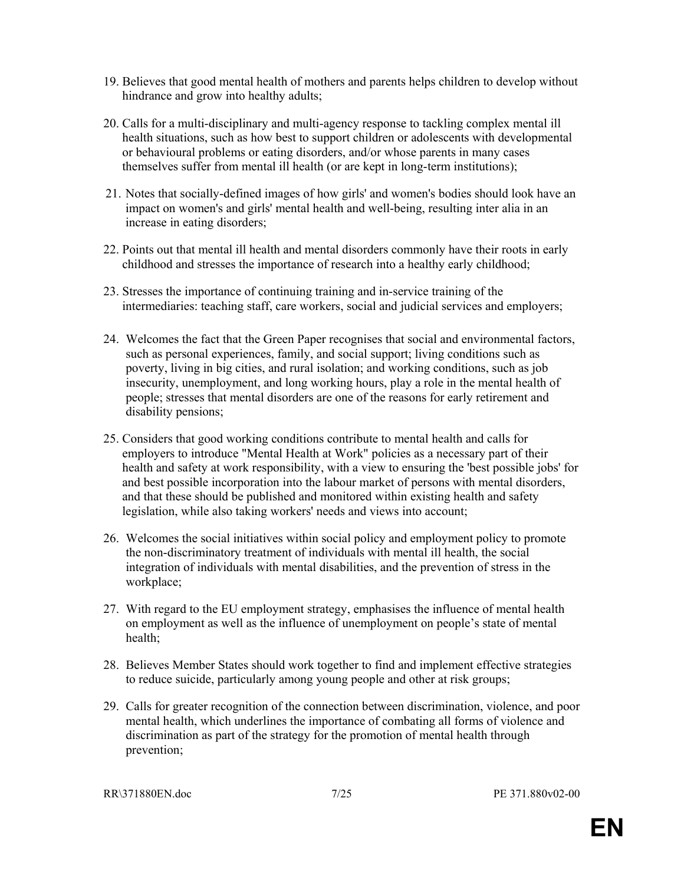19. Believes that good mental health of mothers and parents helps children to develop without hindrance and grow into healthy adults;

20. Calls for a multi-disciplinary and multi-agency response to tackling complex mental ill health situations, such as how best to support children or adolescents with developmental or behavioural problems or eating disorders, and/or whose parents in many cases themselves suffer from mental ill health (or are kept in long-term institutions);

21. Notes that socially-defined images of how girls' and women's bodies should look have an impact on women's and girls' mental health and well-being, resulting inter alia in an increase in eating disorders;

22. Points out that mental ill health and mental disorders commonly have their roots in early childhood and stresses the importance of research into a healthy early childhood;

23. Stresses the importance of continuing training and in-service training of the intermediaries: teaching staff, care workers, social and judicial services and employers;

24. Welcomes the fact that the Green Paper recognises that social and environmental factors, such as personal experiences, family, and social support; living conditions such as poverty, living in big cities, and rural isolation; and working conditions, such as job insecurity, unemployment, and long working hours, play a role in the mental health of people; stresses that mental disorders are one of the reasons for early retirement and disability pensions;

25. Considers that good working conditions contribute to mental health and calls for employers to introduce "Mental Health at Work" policies as a necessary part of their health and safety at work responsibility, with a view to ensuring the 'best possible jobs' for and best possible incorporation into the labour market of persons with mental disorders, and that these should be published and monitored within existing health and safety legislation, while also taking workers' needs and views into account;

26. Welcomes the social initiatives within social policy and employment policy to promote the non-discriminatory treatment of individuals with mental ill health, the social integration of individuals with mental disabilities, and the prevention of stress in the workplace;

27. With regard to the EU employment strategy, emphasises the influence of mental health on employment as well as the influence of unemployment on people's state of mental health;

28. Believes Member States should work together to find and implement effective strategies to reduce suicide, particularly among young people and other at risk groups;

29. Calls for greater recognition of the connection between discrimination, violence, and poor mental health, which underlines the importance of combating all forms of violence and discrimination as part of the strategy for the promotion of mental health through prevention;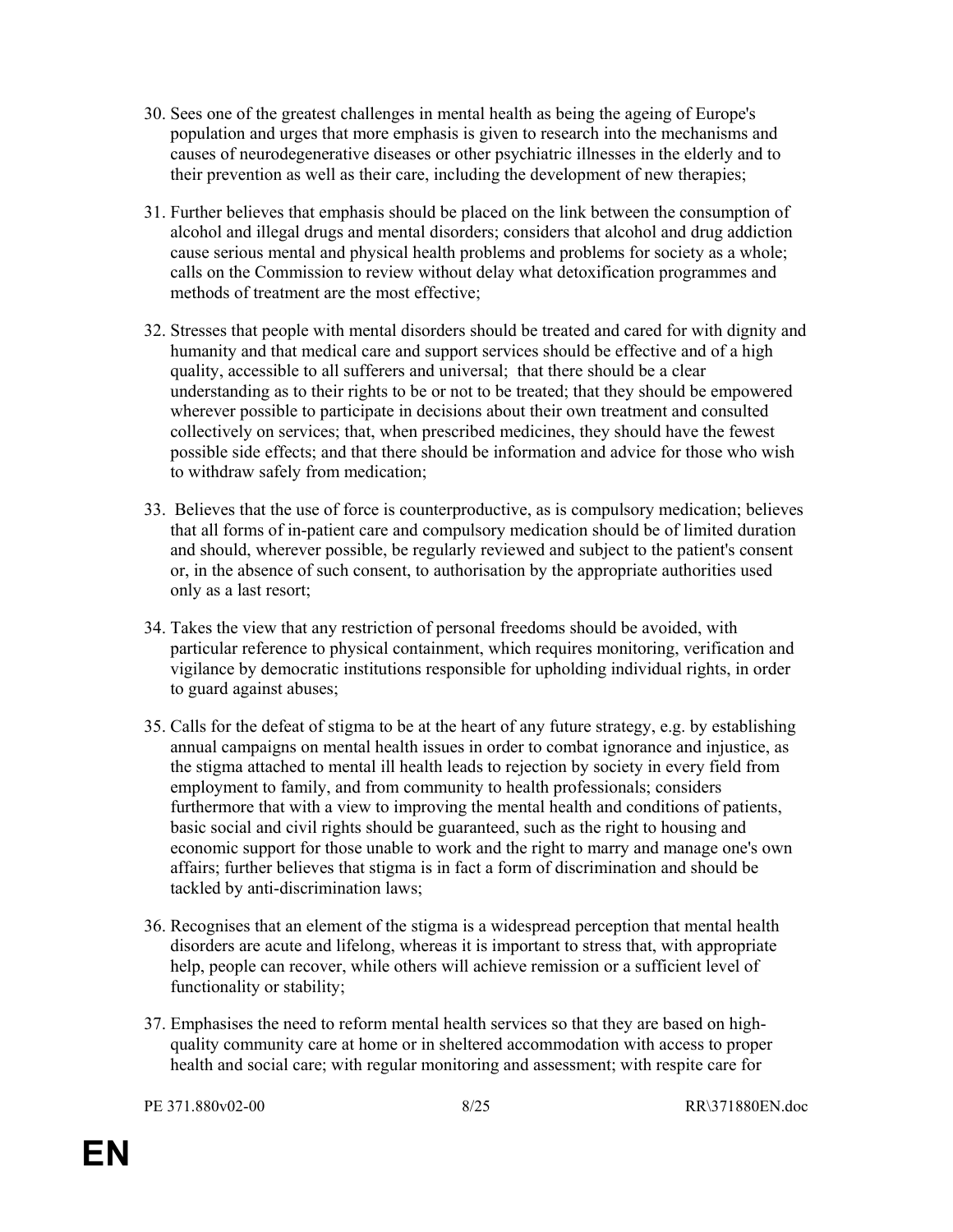30. Sees one of the greatest challenges in mental health as being the ageing of Europe's population and urges that more emphasis is given to research into the mechanisms and causes of neurodegenerative diseases or other psychiatric illnesses in the elderly and to their prevention as well as their care, including the development of new therapies;

31. Further believes that emphasis should be placed on the link between the consumption of alcohol and illegal drugs and mental disorders; considers that alcohol and drug addiction cause serious mental and physical health problems and problems for society as a whole; calls on the Commission to review without delay what detoxification programmes and methods of treatment are the most effective;

32. Stresses that people with mental disorders should be treated and cared for with dignity and humanity and that medical care and support services should be effective and of a high quality, accessible to all sufferers and universal; that there should be a clear understanding as to their rights to be or not to be treated; that they should be empowered wherever possible to participate in decisions about their own treatment and consulted collectively on services; that, when prescribed medicines, they should have the fewest possible side effects; and that there should be information and advice for those who wish to withdraw safely from medication;

33. Believes that the use of force is counterproductive, as is compulsory medication; believes that all forms of in-patient care and compulsory medication should be of limited duration and should, wherever possible, be regularly reviewed and subject to the patient's consent or, in the absence of such consent, to authorisation by the appropriate authorities used only as a last resort;

34. Takes the view that any restriction of personal freedoms should be avoided, with particular reference to physical containment, which requires monitoring, verification and vigilance by democratic institutions responsible for upholding individual rights, in order to guard against abuses;

35. Calls for the defeat of stigma to be at the heart of any future strategy, e.g. by establishing annual campaigns on mental health issues in order to combat ignorance and injustice, as the stigma attached to mental ill health leads to rejection by society in every field from employment to family, and from community to health professionals; considers furthermore that with a view to improving the mental health and conditions of patients, basic social and civil rights should be guaranteed, such as the right to housing and economic support for those unable to work and the right to marry and manage one's own affairs; further believes that stigma is in fact a form of discrimination and should be tackled by anti-discrimination laws;

36. Recognises that an element of the stigma is a widespread perception that mental health disorders are acute and lifelong, whereas it is important to stress that, with appropriate help, people can recover, while others will achieve remission or a sufficient level of functionality or stability;

37. Emphasises the need to reform mental health services so that they are based on high-quality community care at home or in sheltered accommodation with access to proper health and social care; with regular monitoring and assessment; with respite care for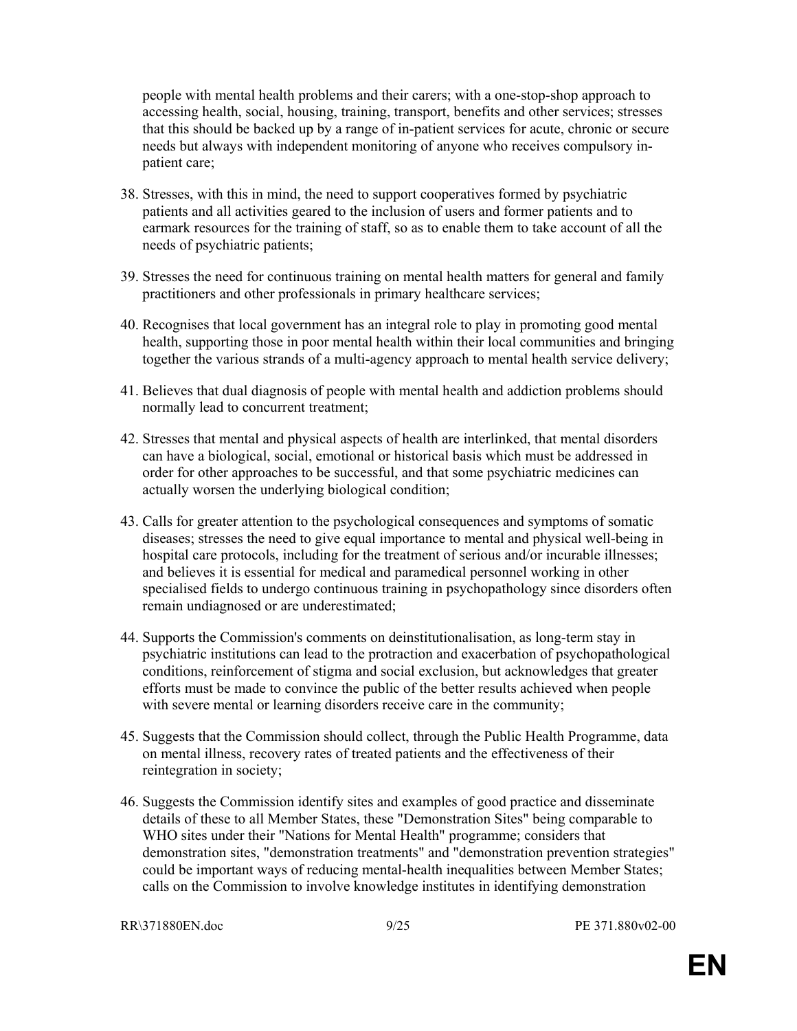people with mental health problems and their carers; with a one-stop-shop approach to accessing health, social, housing, training, transport, benefits and other services; stresses that this should be backed up by a range of in-patient services for acute, chronic or secure needs but always with independent monitoring of anyone who receives compulsory in-patient care;

38. Stresses, with this in mind, the need to support cooperatives formed by psychiatric patients and all activities geared to the inclusion of users and former patients and to earmark resources for the training of staff, so as to enable them to take account of all the needs of psychiatric patients;

39. Stresses the need for continuous training on mental health matters for general and family practitioners and other professionals in primary healthcare services;

40. Recognises that local government has an integral role to play in promoting good mental health, supporting those in poor mental health within their local communities and bringing together the various strands of a multi-agency approach to mental health service delivery;

41. Believes that dual diagnosis of people with mental health and addiction problems should normally lead to concurrent treatment;

42. Stresses that mental and physical aspects of health are interlinked, that mental disorders can have a biological, social, emotional or historical basis which must be addressed in order for other approaches to be successful, and that some psychiatric medicines can actually worsen the underlying biological condition;

43. Calls for greater attention to the psychological consequences and symptoms of somatic diseases; stresses the need to give equal importance to mental and physical well-being in hospital care protocols, including for the treatment of serious and/or incurable illnesses; and believes it is essential for medical and paramedical personnel working in other specialised fields to undergo continuous training in psychopathology since disorders often remain undiagnosed or are underestimated;

44. Supports the Commission's comments on deinstitutionalisation, as long-term stay in psychiatric institutions can lead to the protraction and exacerbation of psychopathological conditions, reinforcement of stigma and social exclusion, but acknowledges that greater efforts must be made to convince the public of the better results achieved when people with severe mental or learning disorders receive care in the community;

45. Suggests that the Commission should collect, through the Public Health Programme, data on mental illness, recovery rates of treated patients and the effectiveness of their reintegration in society;

46. Suggests the Commission identify sites and examples of good practice and disseminate details of these to all Member States, these "Demonstration Sites" being comparable to WHO sites under their "Nations for Mental Health" programme; considers that demonstration sites, "demonstration treatments" and "demonstration prevention strategies" could be important ways of reducing mental-health inequalities between Member States; calls on the Commission to involve knowledge institutes in identifying demonstration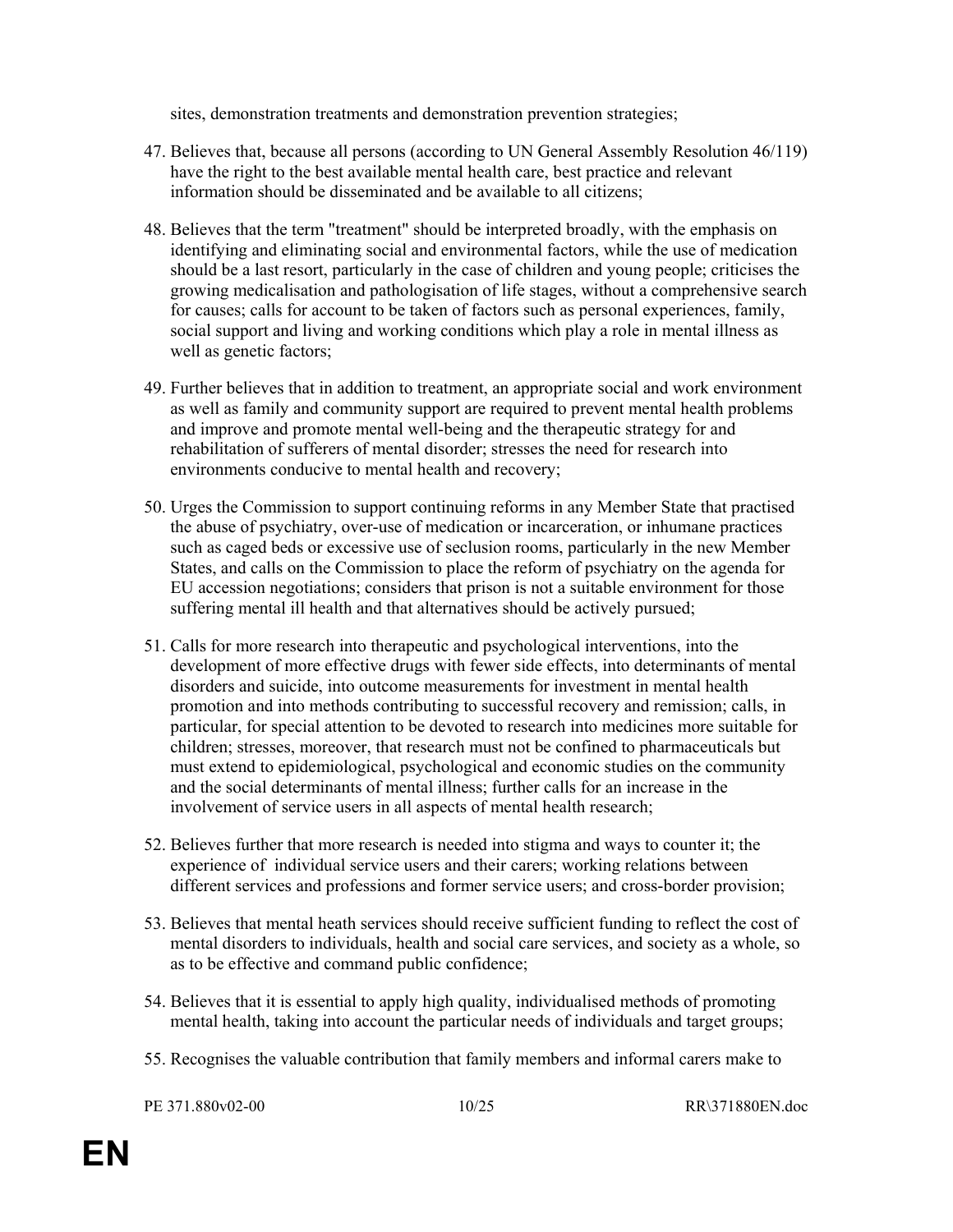sites, demonstration treatments and demonstration prevention strategies;

47. Believes that, because all persons (according to UN General Assembly Resolution 46/119) have the right to the best available mental health care, best practice and relevant information should be disseminated and be available to all citizens;

48. Believes that the term "treatment" should be interpreted broadly, with the emphasis on identifying and eliminating social and environmental factors, while the use of medication should be a last resort, particularly in the case of children and young people; criticises the growing medicalisation and pathologisation of life stages, without a comprehensive search for causes; calls for account to be taken of factors such as personal experiences, family, social support and living and working conditions which play a role in mental illness as well as genetic factors;

49. Further believes that in addition to treatment, an appropriate social and work environment as well as family and community support are required to prevent mental health problems and improve and promote mental well-being and the therapeutic strategy for and rehabilitation of sufferers of mental disorder; stresses the need for research into environments conducive to mental health and recovery;

50. Urges the Commission to support continuing reforms in any Member State that practised the abuse of psychiatry, over-use of medication or incarceration, or inhumane practices such as caged beds or excessive use of seclusion rooms, particularly in the new Member States, and calls on the Commission to place the reform of psychiatry on the agenda for EU accession negotiations; considers that prison is not a suitable environment for those suffering mental ill health and that alternatives should be actively pursued;

51. Calls for more research into therapeutic and psychological interventions, into the development of more effective drugs with fewer side effects, into determinants of mental disorders and suicide, into outcome measurements for investment in mental health promotion and into methods contributing to successful recovery and remission; calls, in particular, for special attention to be devoted to research into medicines more suitable for children; stresses, moreover, that research must not be confined to pharmaceuticals but must extend to epidemiological, psychological and economic studies on the community and the social determinants of mental illness; further calls for an increase in the involvement of service users in all aspects of mental health research;

52. Believes further that more research is needed into stigma and ways to counter it; the experience of individual service users and their carers; working relations between different services and professions and former service users; and cross-border provision;

53. Believes that mental heath services should receive sufficient funding to reflect the cost of mental disorders to individuals, health and social care services, and society as a whole, so as to be effective and command public confidence;

54. Believes that it is essential to apply high quality, individualised methods of promoting mental health, taking into account the particular needs of individuals and target groups;

55. Recognises the valuable contribution that family members and informal carers make to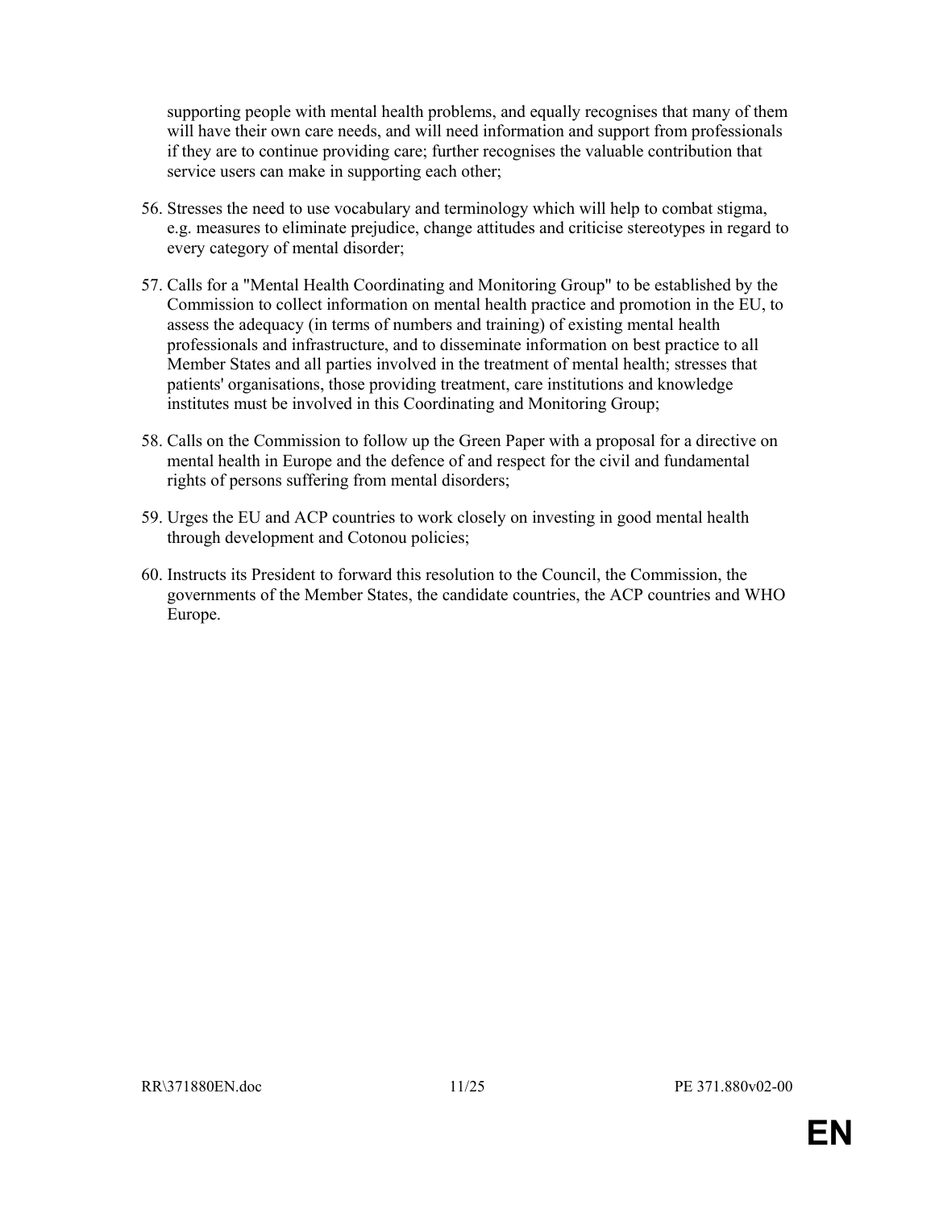supporting people with mental health problems, and equally recognises that many of them will have their own care needs, and will need information and support from professionals if they are to continue providing care; further recognises the valuable contribution that service users can make in supporting each other;

56. Stresses the need to use vocabulary and terminology which will help to combat stigma, e.g. measures to eliminate prejudice, change attitudes and criticise stereotypes in regard to every category of mental disorder;

57. Calls for a "Mental Health Coordinating and Monitoring Group" to be established by the Commission to collect information on mental health practice and promotion in the EU, to assess the adequacy (in terms of numbers and training) of existing mental health professionals and infrastructure, and to disseminate information on best practice to all Member States and all parties involved in the treatment of mental health; stresses that patients' organisations, those providing treatment, care institutions and knowledge institutes must be involved in this Coordinating and Monitoring Group;

58. Calls on the Commission to follow up the Green Paper with a proposal for a directive on mental health in Europe and the defence of and respect for the civil and fundamental rights of persons suffering from mental disorders;

59. Urges the EU and ACP countries to work closely on investing in good mental health through development and Cotonou policies;

60. Instructs its President to forward this resolution to the Council, the Commission, the governments of the Member States, the candidate countries, the ACP countries and WHO Europe.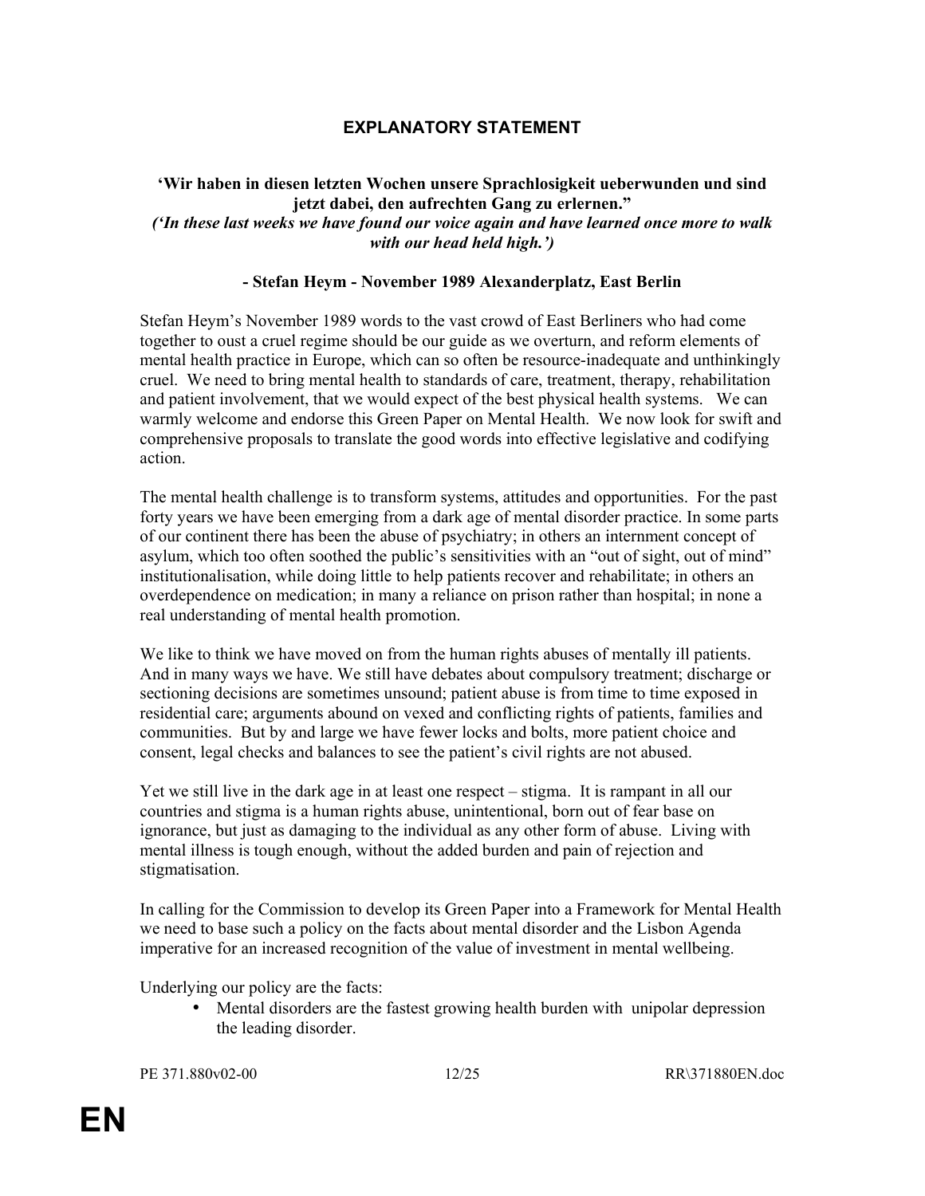# EXPLANATORY STATEMENT

**'Wir haben in diesen letzten Wochen unsere Sprachlosigkeit ueberwunden und sind jetzt dabei, den aufrechten Gang zu erlernen."**
***('In these last weeks we have found our voice again and have learned once more to walk with our head held high.')***

**- Stefan Heym - November 1989 Alexanderplatz, East Berlin**

Stefan Heym's November 1989 words to the vast crowd of East Berliners who had come together to oust a cruel regime should be our guide as we overturn, and reform elements of mental health practice in Europe, which can so often be resource-inadequate and unthinkingly cruel. We need to bring mental health to standards of care, treatment, therapy, rehabilitation and patient involvement, that we would expect of the best physical health systems. We can warmly welcome and endorse this Green Paper on Mental Health. We now look for swift and comprehensive proposals to translate the good words into effective legislative and codifying action.

The mental health challenge is to transform systems, attitudes and opportunities. For the past forty years we have been emerging from a dark age of mental disorder practice. In some parts of our continent there has been the abuse of psychiatry; in others an internment concept of asylum, which too often soothed the public's sensitivities with an "out of sight, out of mind" institutionalisation, while doing little to help patients recover and rehabilitate; in others an overdependence on medication; in many a reliance on prison rather than hospital; in none a real understanding of mental health promotion.

We like to think we have moved on from the human rights abuses of mentally ill patients. And in many ways we have. We still have debates about compulsory treatment; discharge or sectioning decisions are sometimes unsound; patient abuse is from time to time exposed in residential care; arguments abound on vexed and conflicting rights of patients, families and communities. But by and large we have fewer locks and bolts, more patient choice and consent, legal checks and balances to see the patient's civil rights are not abused.

Yet we still live in the dark age in at least one respect – stigma. It is rampant in all our countries and stigma is a human rights abuse, unintentional, born out of fear base on ignorance, but just as damaging to the individual as any other form of abuse. Living with mental illness is tough enough, without the added burden and pain of rejection and stigmatisation.

In calling for the Commission to develop its Green Paper into a Framework for Mental Health we need to base such a policy on the facts about mental disorder and the Lisbon Agenda imperative for an increased recognition of the value of investment in mental wellbeing.

Underlying our policy are the facts:

- Mental disorders are the fastest growing health burden with unipolar depression the leading disorder.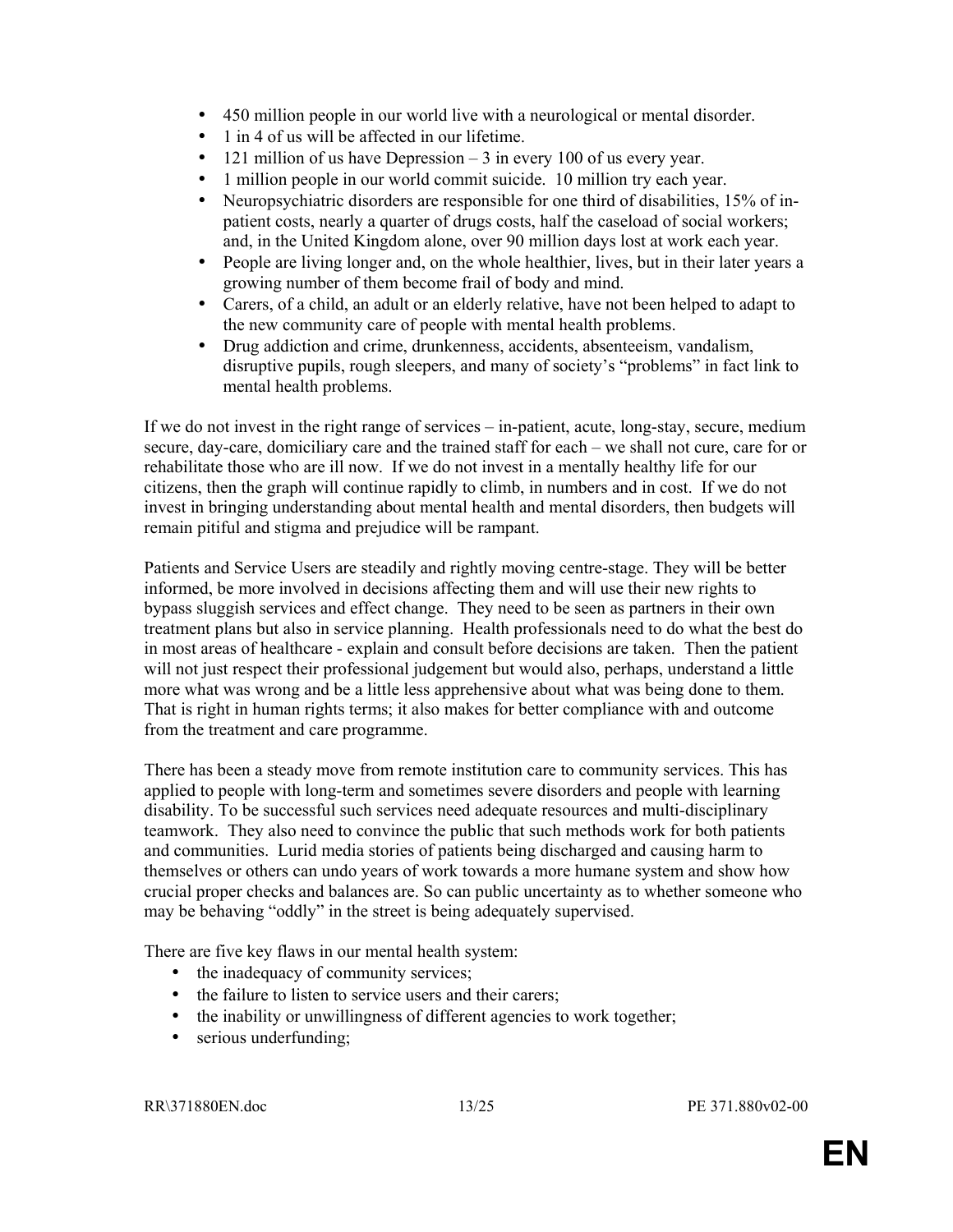- 450 million people in our world live with a neurological or mental disorder.
- 1 in 4 of us will be affected in our lifetime.
- 121 million of us have Depression – 3 in every 100 of us every year.
- 1 million people in our world commit suicide. 10 million try each year.
- Neuropsychiatric disorders are responsible for one third of disabilities, 15% of in-patient costs, nearly a quarter of drugs costs, half the caseload of social workers; and, in the United Kingdom alone, over 90 million days lost at work each year.
- People are living longer and, on the whole healthier, lives, but in their later years a growing number of them become frail of body and mind.
- Carers, of a child, an adult or an elderly relative, have not been helped to adapt to the new community care of people with mental health problems.
- Drug addiction and crime, drunkenness, accidents, absenteeism, vandalism, disruptive pupils, rough sleepers, and many of society's "problems" in fact link to mental health problems.

If we do not invest in the right range of services – in-patient, acute, long-stay, secure, medium secure, day-care, domiciliary care and the trained staff for each – we shall not cure, care for or rehabilitate those who are ill now. If we do not invest in a mentally healthy life for our citizens, then the graph will continue rapidly to climb, in numbers and in cost. If we do not invest in bringing understanding about mental health and mental disorders, then budgets will remain pitiful and stigma and prejudice will be rampant.

Patients and Service Users are steadily and rightly moving centre-stage. They will be better informed, be more involved in decisions affecting them and will use their new rights to bypass sluggish services and effect change. They need to be seen as partners in their own treatment plans but also in service planning. Health professionals need to do what the best do in most areas of healthcare - explain and consult before decisions are taken. Then the patient will not just respect their professional judgement but would also, perhaps, understand a little more what was wrong and be a little less apprehensive about what was being done to them. That is right in human rights terms; it also makes for better compliance with and outcome from the treatment and care programme.

There has been a steady move from remote institution care to community services. This has applied to people with long-term and sometimes severe disorders and people with learning disability. To be successful such services need adequate resources and multi-disciplinary teamwork. They also need to convince the public that such methods work for both patients and communities. Lurid media stories of patients being discharged and causing harm to themselves or others can undo years of work towards a more humane system and show how crucial proper checks and balances are. So can public uncertainty as to whether someone who may be behaving "oddly" in the street is being adequately supervised.

There are five key flaws in our mental health system:

- the inadequacy of community services;
- the failure to listen to service users and their carers;
- the inability or unwillingness of different agencies to work together;
- serious underfunding;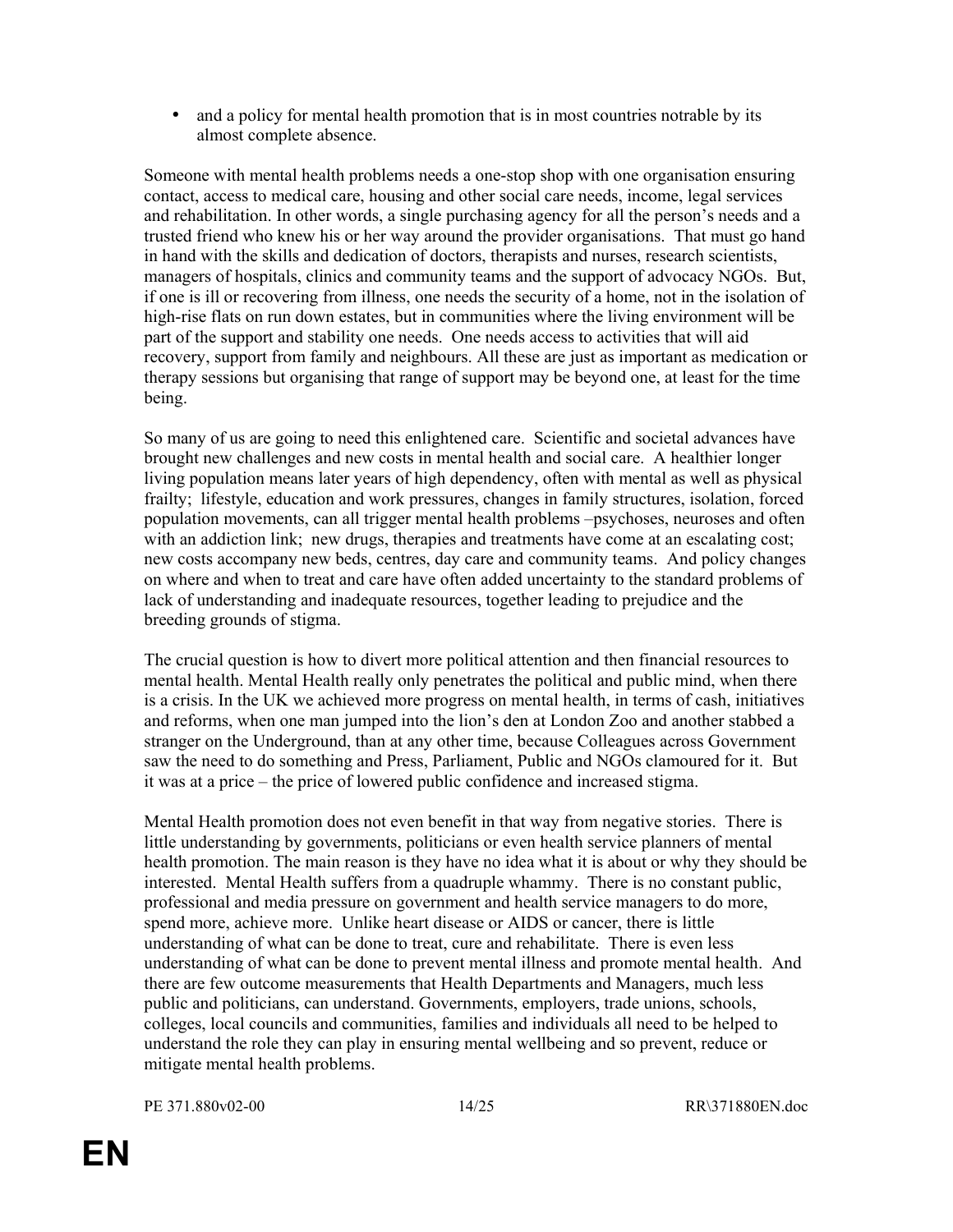- and a policy for mental health promotion that is in most countries notable by its almost complete absence.

Someone with mental health problems needs a one-stop shop with one organisation ensuring contact, access to medical care, housing and other social care needs, income, legal services and rehabilitation. In other words, a single purchasing agency for all the person's needs and a trusted friend who knew his or her way around the provider organisations. That must go hand in hand with the skills and dedication of doctors, therapists and nurses, research scientists, managers of hospitals, clinics and community teams and the support of advocacy NGOs. But, if one is ill or recovering from illness, one needs the security of a home, not in the isolation of high-rise flats on run down estates, but in communities where the living environment will be part of the support and stability one needs. One needs access to activities that will aid recovery, support from family and neighbours. All these are just as important as medication or therapy sessions but organising that range of support may be beyond one, at least for the time being.

So many of us are going to need this enlightened care. Scientific and societal advances have brought new challenges and new costs in mental health and social care. A healthier longer living population means later years of high dependency, often with mental as well as physical frailty; lifestyle, education and work pressures, changes in family structures, isolation, forced population movements, can all trigger mental health problems –psychoses, neuroses and often with an addiction link; new drugs, therapies and treatments have come at an escalating cost; new costs accompany new beds, centres, day care and community teams. And policy changes on where and when to treat and care have often added uncertainty to the standard problems of lack of understanding and inadequate resources, together leading to prejudice and the breeding grounds of stigma.

The crucial question is how to divert more political attention and then financial resources to mental health. Mental Health really only penetrates the political and public mind, when there is a crisis. In the UK we achieved more progress on mental health, in terms of cash, initiatives and reforms, when one man jumped into the lion's den at London Zoo and another stabbed a stranger on the Underground, than at any other time, because Colleagues across Government saw the need to do something and Press, Parliament, Public and NGOs clamoured for it. But it was at a price – the price of lowered public confidence and increased stigma.

Mental Health promotion does not even benefit in that way from negative stories. There is little understanding by governments, politicians or even health service planners of mental health promotion. The main reason is they have no idea what it is about or why they should be interested. Mental Health suffers from a quadruple whammy. There is no constant public, professional and media pressure on government and health service managers to do more, spend more, achieve more. Unlike heart disease or AIDS or cancer, there is little understanding of what can be done to treat, cure and rehabilitate. There is even less understanding of what can be done to prevent mental illness and promote mental health. And there are few outcome measurements that Health Departments and Managers, much less public and politicians, can understand. Governments, employers, trade unions, schools, colleges, local councils and communities, families and individuals all need to be helped to understand the role they can play in ensuring mental wellbeing and so prevent, reduce or mitigate mental health problems.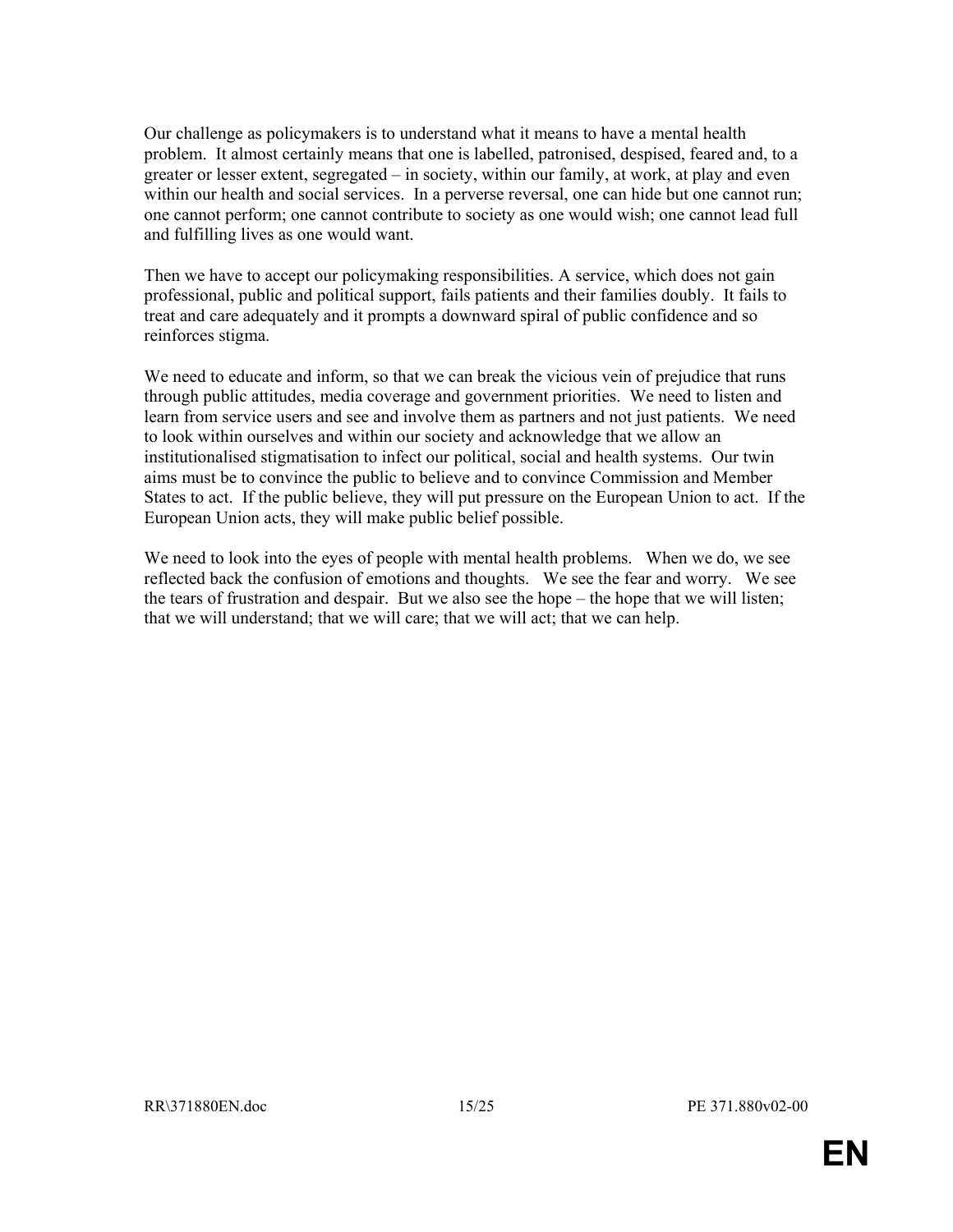Our challenge as policymakers is to understand what it means to have a mental health problem. It almost certainly means that one is labelled, patronised, despised, feared and, to a greater or lesser extent, segregated – in society, within our family, at work, at play and even within our health and social services. In a perverse reversal, one can hide but one cannot run; one cannot perform; one cannot contribute to society as one would wish; one cannot lead full and fulfilling lives as one would want.

Then we have to accept our policymaking responsibilities. A service, which does not gain professional, public and political support, fails patients and their families doubly. It fails to treat and care adequately and it prompts a downward spiral of public confidence and so reinforces stigma.

We need to educate and inform, so that we can break the vicious vein of prejudice that runs through public attitudes, media coverage and government priorities. We need to listen and learn from service users and see and involve them as partners and not just patients. We need to look within ourselves and within our society and acknowledge that we allow an institutionalised stigmatisation to infect our political, social and health systems. Our twin aims must be to convince the public to believe and to convince Commission and Member States to act. If the public believe, they will put pressure on the European Union to act. If the European Union acts, they will make public belief possible.

We need to look into the eyes of people with mental health problems. When we do, we see reflected back the confusion of emotions and thoughts. We see the fear and worry. We see the tears of frustration and despair. But we also see the hope – the hope that we will listen; that we will understand; that we will care; that we will act; that we can help.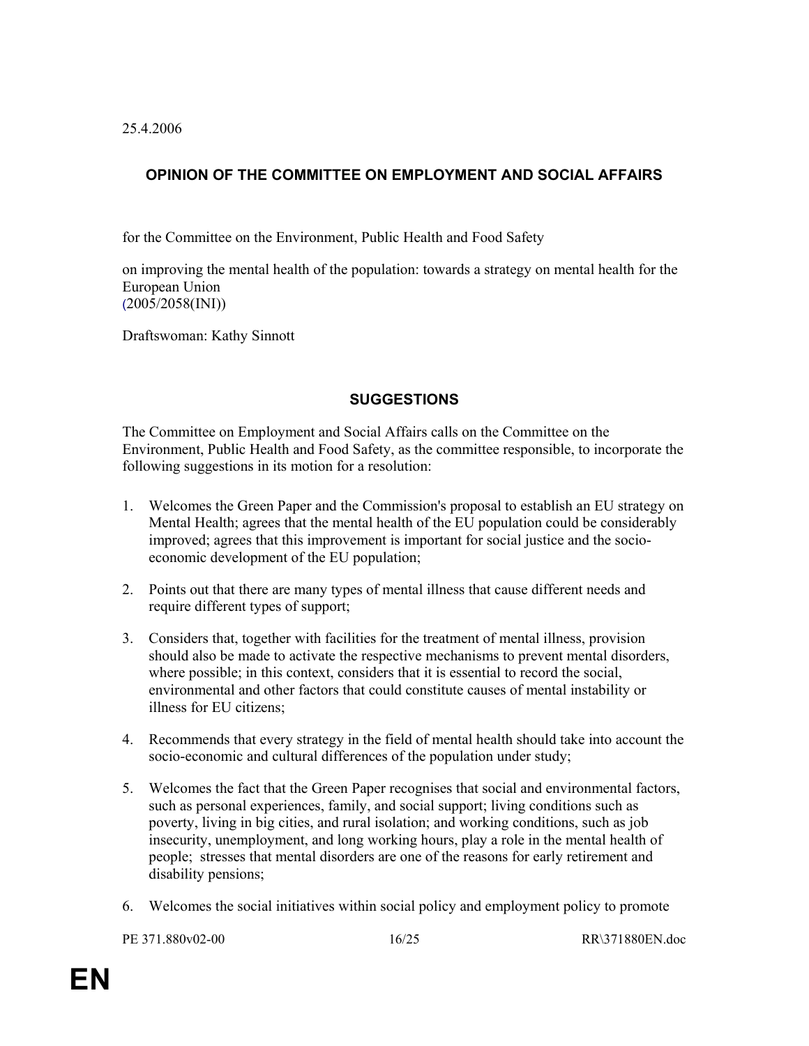25.4.2006

## OPINION OF THE COMMITTEE ON EMPLOYMENT AND SOCIAL AFFAIRS

for the Committee on the Environment, Public Health and Food Safety

on improving the mental health of the population: towards a strategy on mental health for the European Union
(2005/2058(INI))

Draftswoman: Kathy Sinnott

## SUGGESTIONS

The Committee on Employment and Social Affairs calls on the Committee on the Environment, Public Health and Food Safety, as the committee responsible, to incorporate the following suggestions in its motion for a resolution:

1. Welcomes the Green Paper and the Commission's proposal to establish an EU strategy on Mental Health; agrees that the mental health of the EU population could be considerably improved; agrees that this improvement is important for social justice and the socio-economic development of the EU population;

2. Points out that there are many types of mental illness that cause different needs and require different types of support;

3. Considers that, together with facilities for the treatment of mental illness, provision should also be made to activate the respective mechanisms to prevent mental disorders, where possible; in this context, considers that it is essential to record the social, environmental and other factors that could constitute causes of mental instability or illness for EU citizens;

4. Recommends that every strategy in the field of mental health should take into account the socio-economic and cultural differences of the population under study;

5. Welcomes the fact that the Green Paper recognises that social and environmental factors, such as personal experiences, family, and social support; living conditions such as poverty, living in big cities, and rural isolation; and working conditions, such as job insecurity, unemployment, and long working hours, play a role in the mental health of people; stresses that mental disorders are one of the reasons for early retirement and disability pensions;

6. Welcomes the social initiatives within social policy and employment policy to promote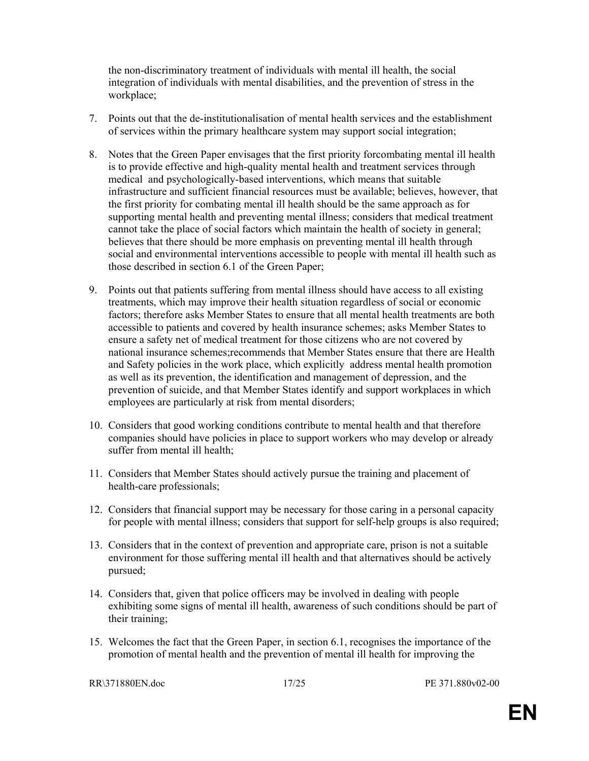the non-discriminatory treatment of individuals with mental ill health, the social integration of individuals with mental disabilities, and the prevention of stress in the workplace;

7. Points out that the de-institutionalisation of mental health services and the establishment of services within the primary healthcare system may support social integration;

8. Notes that the Green Paper envisages that the first priority forcombating mental ill health is to provide effective and high-quality mental health and treatment services through medical and psychologically-based interventions, which means that suitable infrastructure and sufficient financial resources must be available; believes, however, that the first priority for combating mental ill health should be the same approach as for supporting mental health and preventing mental illness; considers that medical treatment cannot take the place of social factors which maintain the health of society in general; believes that there should be more emphasis on preventing mental ill health through social and environmental interventions accessible to people with mental ill health such as those described in section 6.1 of the Green Paper;

9. Points out that patients suffering from mental illness should have access to all existing treatments, which may improve their health situation regardless of social or economic factors; therefore asks Member States to ensure that all mental health treatments are both accessible to patients and covered by health insurance schemes; asks Member States to ensure a safety net of medical treatment for those citizens who are not covered by national insurance schemes;recommends that Member States ensure that there are Health and Safety policies in the work place, which explicitly address mental health promotion as well as its prevention, the identification and management of depression, and the prevention of suicide, and that Member States identify and support workplaces in which employees are particularly at risk from mental disorders;

10. Considers that good working conditions contribute to mental health and that therefore companies should have policies in place to support workers who may develop or already suffer from mental ill health;

11. Considers that Member States should actively pursue the training and placement of health-care professionals;

12. Considers that financial support may be necessary for those caring in a personal capacity for people with mental illness; considers that support for self-help groups is also required;

13. Considers that in the context of prevention and appropriate care, prison is not a suitable environment for those suffering mental ill health and that alternatives should be actively pursued;

14. Considers that, given that police officers may be involved in dealing with people exhibiting some signs of mental ill health, awareness of such conditions should be part of their training;

15. Welcomes the fact that the Green Paper, in section 6.1, recognises the importance of the promotion of mental health and the prevention of mental ill health for improving the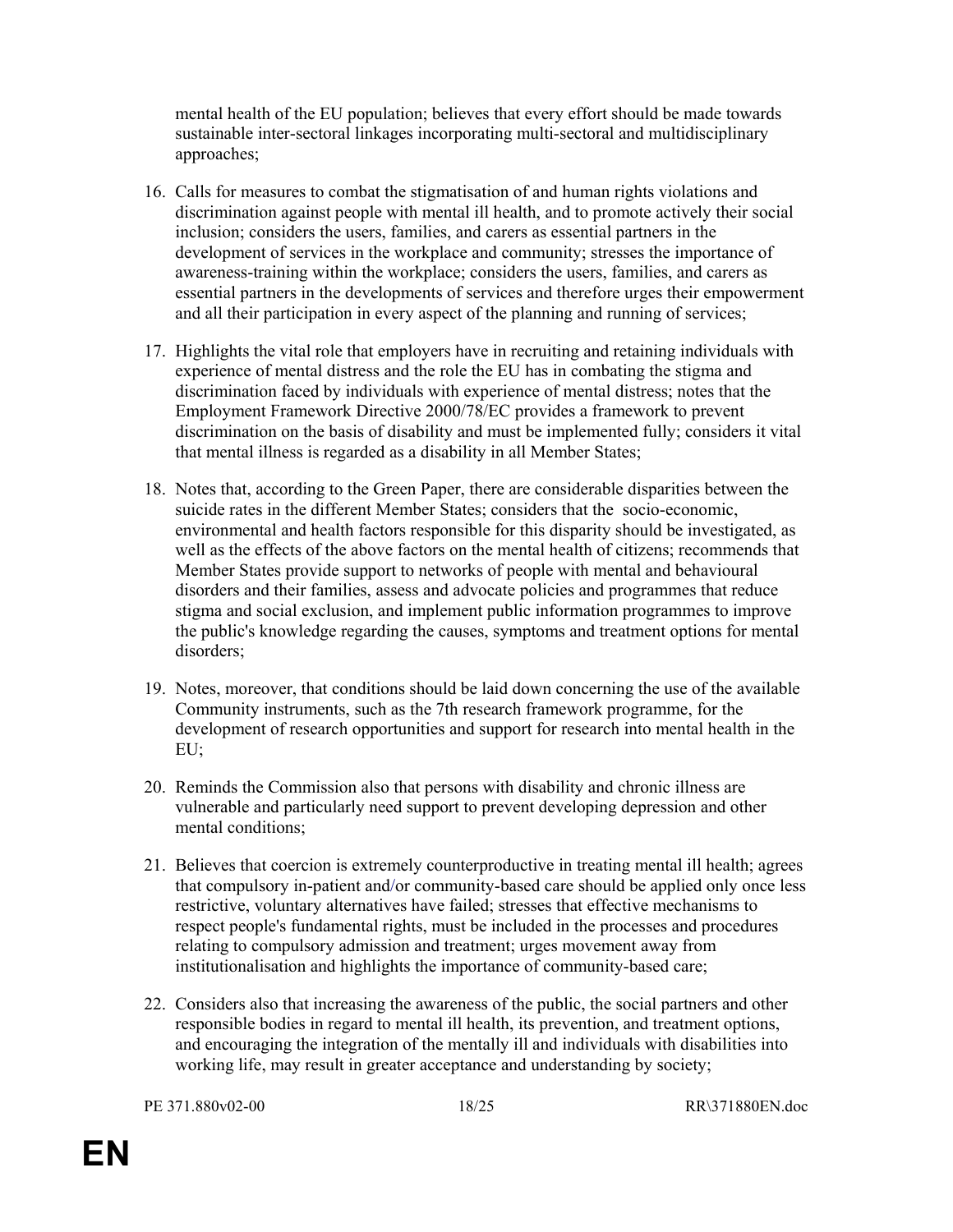mental health of the EU population; believes that every effort should be made towards sustainable inter-sectoral linkages incorporating multi-sectoral and multidisciplinary approaches;

16. Calls for measures to combat the stigmatisation of and human rights violations and discrimination against people with mental ill health, and to promote actively their social inclusion; considers the users, families, and carers as essential partners in the development of services in the workplace and community; stresses the importance of awareness-training within the workplace; considers the users, families, and carers as essential partners in the developments of services and therefore urges their empowerment and all their participation in every aspect of the planning and running of services;

17. Highlights the vital role that employers have in recruiting and retaining individuals with experience of mental distress and the role the EU has in combating the stigma and discrimination faced by individuals with experience of mental distress; notes that the Employment Framework Directive 2000/78/EC provides a framework to prevent discrimination on the basis of disability and must be implemented fully; considers it vital that mental illness is regarded as a disability in all Member States;

18. Notes that, according to the Green Paper, there are considerable disparities between the suicide rates in the different Member States; considers that the socio-economic, environmental and health factors responsible for this disparity should be investigated, as well as the effects of the above factors on the mental health of citizens; recommends that Member States provide support to networks of people with mental and behavioural disorders and their families, assess and advocate policies and programmes that reduce stigma and social exclusion, and implement public information programmes to improve the public's knowledge regarding the causes, symptoms and treatment options for mental disorders;

19. Notes, moreover, that conditions should be laid down concerning the use of the available Community instruments, such as the 7th research framework programme, for the development of research opportunities and support for research into mental health in the EU;

20. Reminds the Commission also that persons with disability and chronic illness are vulnerable and particularly need support to prevent developing depression and other mental conditions;

21. Believes that coercion is extremely counterproductive in treating mental ill health; agrees that compulsory in-patient and/or community-based care should be applied only once less restrictive, voluntary alternatives have failed; stresses that effective mechanisms to respect people's fundamental rights, must be included in the processes and procedures relating to compulsory admission and treatment; urges movement away from institutionalisation and highlights the importance of community-based care;

22. Considers also that increasing the awareness of the public, the social partners and other responsible bodies in regard to mental ill health, its prevention, and treatment options, and encouraging the integration of the mentally ill and individuals with disabilities into working life, may result in greater acceptance and understanding by society;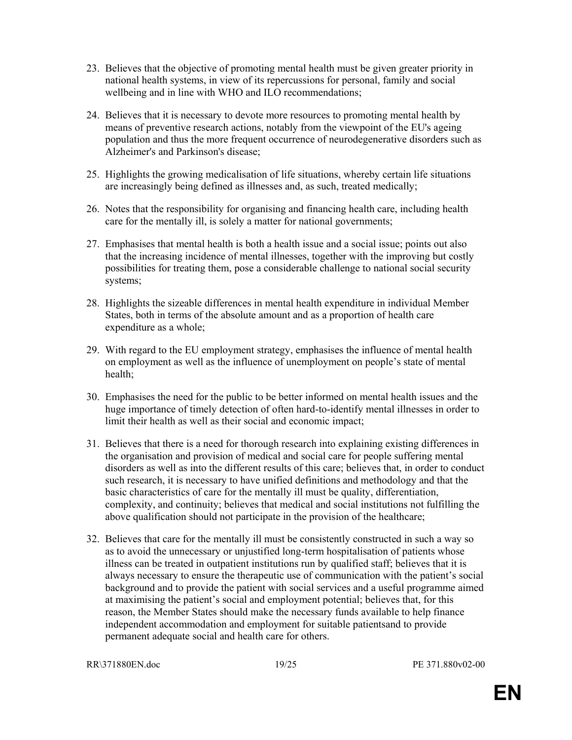23. Believes that the objective of promoting mental health must be given greater priority in national health systems, in view of its repercussions for personal, family and social wellbeing and in line with WHO and ILO recommendations;

24. Believes that it is necessary to devote more resources to promoting mental health by means of preventive research actions, notably from the viewpoint of the EU's ageing population and thus the more frequent occurrence of neurodegenerative disorders such as Alzheimer's and Parkinson's disease;

25. Highlights the growing medicalisation of life situations, whereby certain life situations are increasingly being defined as illnesses and, as such, treated medically;

26. Notes that the responsibility for organising and financing health care, including health care for the mentally ill, is solely a matter for national governments;

27. Emphasises that mental health is both a health issue and a social issue; points out also that the increasing incidence of mental illnesses, together with the improving but costly possibilities for treating them, pose a considerable challenge to national social security systems;

28. Highlights the sizeable differences in mental health expenditure in individual Member States, both in terms of the absolute amount and as a proportion of health care expenditure as a whole;

29. With regard to the EU employment strategy, emphasises the influence of mental health on employment as well as the influence of unemployment on people's state of mental health;

30. Emphasises the need for the public to be better informed on mental health issues and the huge importance of timely detection of often hard-to-identify mental illnesses in order to limit their health as well as their social and economic impact;

31. Believes that there is a need for thorough research into explaining existing differences in the organisation and provision of medical and social care for people suffering mental disorders as well as into the different results of this care; believes that, in order to conduct such research, it is necessary to have unified definitions and methodology and that the basic characteristics of care for the mentally ill must be quality, differentiation, complexity, and continuity; believes that medical and social institutions not fulfilling the above qualification should not participate in the provision of the healthcare;

32. Believes that care for the mentally ill must be consistently constructed in such a way so as to avoid the unnecessary or unjustified long-term hospitalisation of patients whose illness can be treated in outpatient institutions run by qualified staff; believes that it is always necessary to ensure the therapeutic use of communication with the patient's social background and to provide the patient with social services and a useful programme aimed at maximising the patient's social and employment potential; believes that, for this reason, the Member States should make the necessary funds available to help finance independent accommodation and employment for suitable patientsand to provide permanent adequate social and health care for others.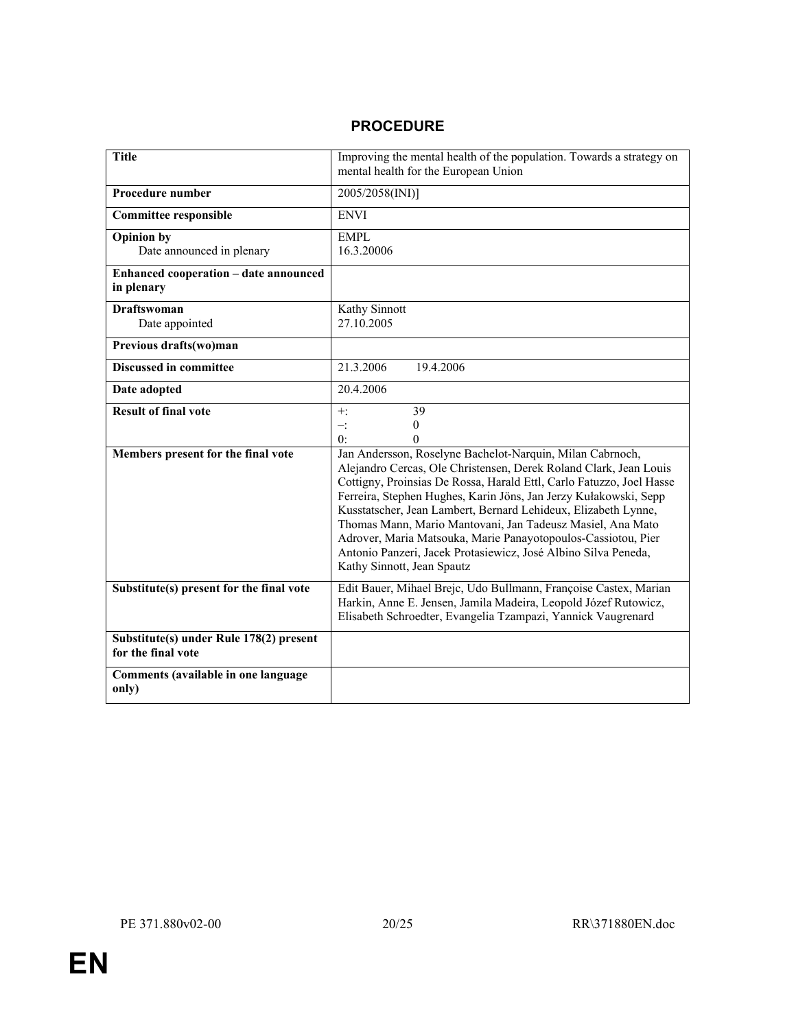# PROCEDURE

| Title | Improving the mental health of the population. Towards a strategy on mental health for the European Union |
|---|---|
| **Procedure number** | 2005/2058(INI)] |
| **Committee responsible** | ENVI |
| **Opinion by**<br>Date announced in plenary | EMPL<br>16.3.20006 |
| **Enhanced cooperation – date announced in plenary** | |
| **Draftswoman**<br>Date appointed | Kathy Sinnott<br>27.10.2005 |
| **Previous drafts(wo)man** | |
| **Discussed in committee** | 21.3.2006 19.4.2006 |
| **Date adopted** | 20.4.2006 |
| **Result of final vote** | +: 39<br>–: 0<br>0: 0 |
| **Members present for the final vote** | Jan Andersson, Roselyne Bachelot-Narquin, Milan Cabrnoch, Alejandro Cercas, Ole Christensen, Derek Roland Clark, Jean Louis Cottigny, Proinsias De Rossa, Harald Ettl, Carlo Fatuzzo, Joel Hasse Ferreira, Stephen Hughes, Karin Jöns, Jan Jerzy Kułakowski, Sepp Kusstatscher, Jean Lambert, Bernard Lehideux, Elizabeth Lynne, Thomas Mann, Mario Mantovani, Jan Tadeusz Masiel, Ana Mato Adrover, Maria Matsouka, Marie Panayotopoulos-Cassiotou, Pier Antonio Panzeri, Jacek Protasiewicz, José Albino Silva Peneda, Kathy Sinnott, Jean Spautz |
| **Substitute(s) present for the final vote** | Edit Bauer, Mihael Brejc, Udo Bullmann, Françoise Castex, Marian Harkin, Anne E. Jensen, Jamila Madeira, Leopold Józef Rutowicz, Elisabeth Schroedter, Evangelia Tzampazi, Yannick Vaugrenard |
| **Substitute(s) under Rule 178(2) present for the final vote** | |
| **Comments (available in one language only)** | |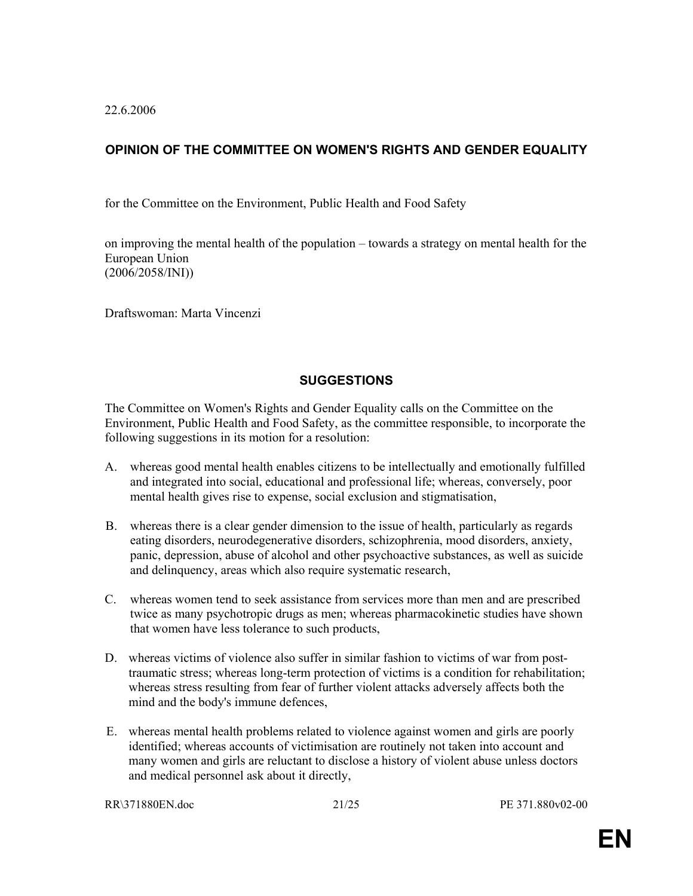22.6.2006

## OPINION OF THE COMMITTEE ON WOMEN'S RIGHTS AND GENDER EQUALITY

for the Committee on the Environment, Public Health and Food Safety

on improving the mental health of the population – towards a strategy on mental health for the European Union
(2006/2058/INI))

Draftswoman: Marta Vincenzi

## SUGGESTIONS

The Committee on Women's Rights and Gender Equality calls on the Committee on the Environment, Public Health and Food Safety, as the committee responsible, to incorporate the following suggestions in its motion for a resolution:

A. whereas good mental health enables citizens to be intellectually and emotionally fulfilled and integrated into social, educational and professional life; whereas, conversely, poor mental health gives rise to expense, social exclusion and stigmatisation,

B. whereas there is a clear gender dimension to the issue of health, particularly as regards eating disorders, neurodegenerative disorders, schizophrenia, mood disorders, anxiety, panic, depression, abuse of alcohol and other psychoactive substances, as well as suicide and delinquency, areas which also require systematic research,

C. whereas women tend to seek assistance from services more than men and are prescribed twice as many psychotropic drugs as men; whereas pharmacokinetic studies have shown that women have less tolerance to such products,

D. whereas victims of violence also suffer in similar fashion to victims of war from post-traumatic stress; whereas long-term protection of victims is a condition for rehabilitation; whereas stress resulting from fear of further violent attacks adversely affects both the mind and the body's immune defences,

E. whereas mental health problems related to violence against women and girls are poorly identified; whereas accounts of victimisation are routinely not taken into account and many women and girls are reluctant to disclose a history of violent abuse unless doctors and medical personnel ask about it directly,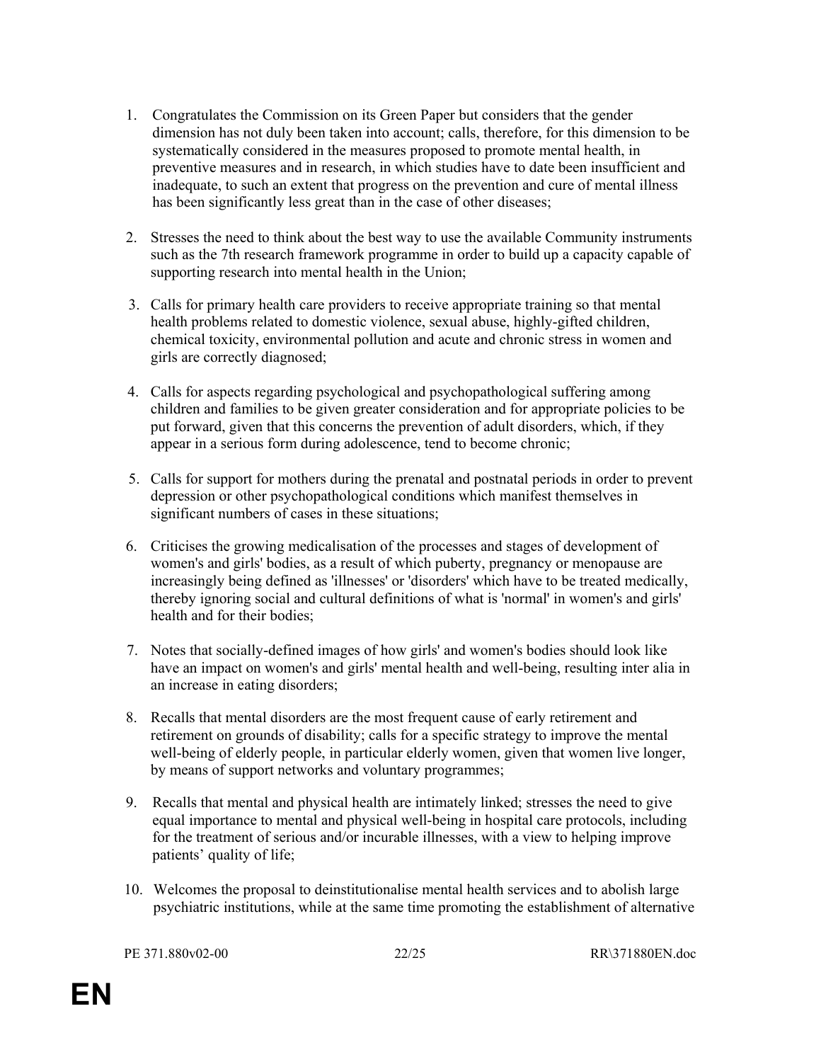1. Congratulates the Commission on its Green Paper but considers that the gender dimension has not duly been taken into account; calls, therefore, for this dimension to be systematically considered in the measures proposed to promote mental health, in preventive measures and in research, in which studies have to date been insufficient and inadequate, to such an extent that progress on the prevention and cure of mental illness has been significantly less great than in the case of other diseases;

2. Stresses the need to think about the best way to use the available Community instruments such as the 7th research framework programme in order to build up a capacity capable of supporting research into mental health in the Union;

3. Calls for primary health care providers to receive appropriate training so that mental health problems related to domestic violence, sexual abuse, highly-gifted children, chemical toxicity, environmental pollution and acute and chronic stress in women and girls are correctly diagnosed;

4. Calls for aspects regarding psychological and psychopathological suffering among children and families to be given greater consideration and for appropriate policies to be put forward, given that this concerns the prevention of adult disorders, which, if they appear in a serious form during adolescence, tend to become chronic;

5. Calls for support for mothers during the prenatal and postnatal periods in order to prevent depression or other psychopathological conditions which manifest themselves in significant numbers of cases in these situations;

6. Criticises the growing medicalisation of the processes and stages of development of women's and girls' bodies, as a result of which puberty, pregnancy or menopause are increasingly being defined as 'illnesses' or 'disorders' which have to be treated medically, thereby ignoring social and cultural definitions of what is 'normal' in women's and girls' health and for their bodies;

7. Notes that socially-defined images of how girls' and women's bodies should look like have an impact on women's and girls' mental health and well-being, resulting inter alia in an increase in eating disorders;

8. Recalls that mental disorders are the most frequent cause of early retirement and retirement on grounds of disability; calls for a specific strategy to improve the mental well-being of elderly people, in particular elderly women, given that women live longer, by means of support networks and voluntary programmes;

9. Recalls that mental and physical health are intimately linked; stresses the need to give equal importance to mental and physical well-being in hospital care protocols, including for the treatment of serious and/or incurable illnesses, with a view to helping improve patients' quality of life;

10. Welcomes the proposal to deinstitutionalise mental health services and to abolish large psychiatric institutions, while at the same time promoting the establishment of alternative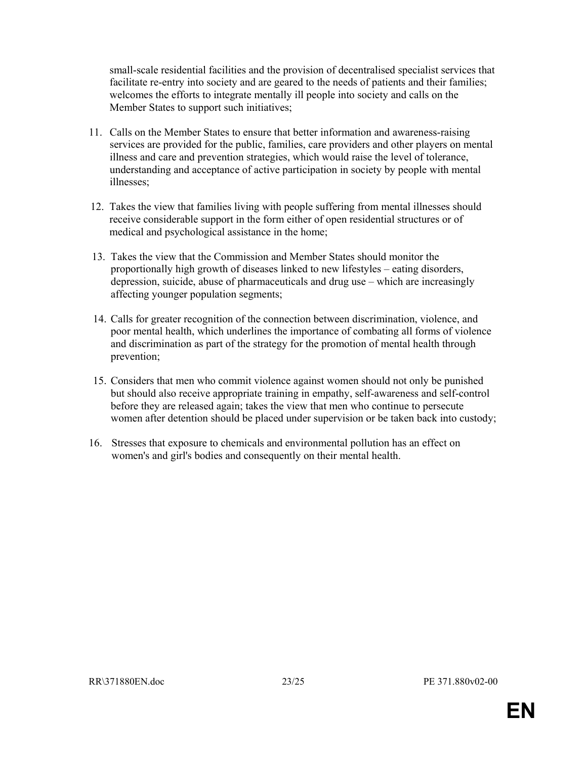small-scale residential facilities and the provision of decentralised specialist services that facilitate re-entry into society and are geared to the needs of patients and their families; welcomes the efforts to integrate mentally ill people into society and calls on the Member States to support such initiatives;

11. Calls on the Member States to ensure that better information and awareness-raising services are provided for the public, families, care providers and other players on mental illness and care and prevention strategies, which would raise the level of tolerance, understanding and acceptance of active participation in society by people with mental illnesses;

12. Takes the view that families living with people suffering from mental illnesses should receive considerable support in the form either of open residential structures or of medical and psychological assistance in the home;

13. Takes the view that the Commission and Member States should monitor the proportionally high growth of diseases linked to new lifestyles – eating disorders, depression, suicide, abuse of pharmaceuticals and drug use – which are increasingly affecting younger population segments;

14. Calls for greater recognition of the connection between discrimination, violence, and poor mental health, which underlines the importance of combating all forms of violence and discrimination as part of the strategy for the promotion of mental health through prevention;

15. Considers that men who commit violence against women should not only be punished but should also receive appropriate training in empathy, self-awareness and self-control before they are released again; takes the view that men who continue to persecute women after detention should be placed under supervision or be taken back into custody;

16. Stresses that exposure to chemicals and environmental pollution has an effect on women's and girl's bodies and consequently on their mental health.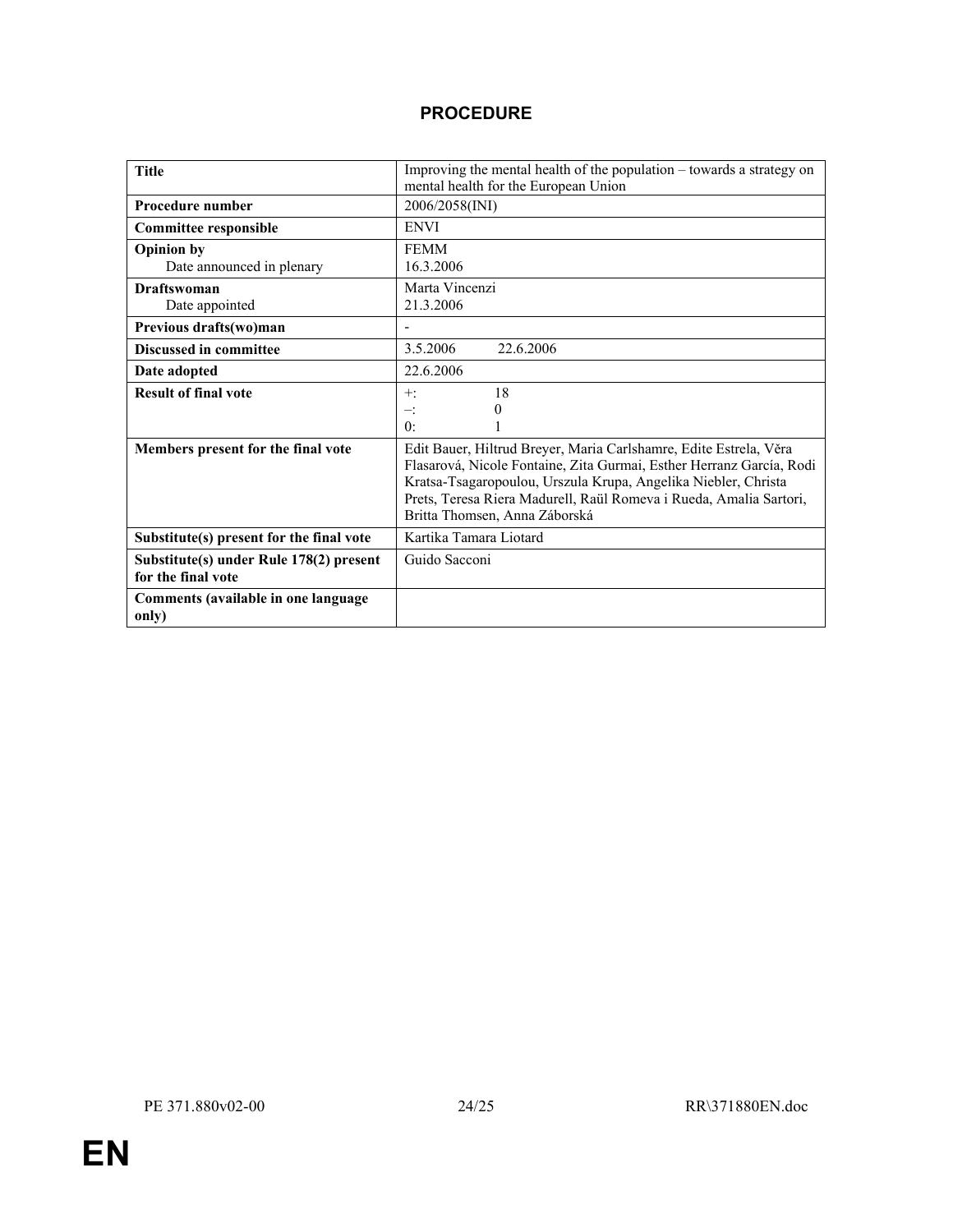## PROCEDURE

| Title | Improving the mental health of the population – towards a strategy on mental health for the European Union |
|---|---|
| **Procedure number** | 2006/2058(INI) |
| **Committee responsible** | ENVI |
| **Opinion by**<br>Date announced in plenary | FEMM<br>16.3.2006 |
| **Draftswoman**<br>Date appointed | Marta Vincenzi<br>21.3.2006 |
| **Previous drafts(wo)man** | - |
| **Discussed in committee** | 3.5.2006 22.6.2006 |
| **Date adopted** | 22.6.2006 |
| **Result of final vote** | +: 18<br>–: 0<br>0: 1 |
| **Members present for the final vote** | Edit Bauer, Hiltrud Breyer, Maria Carlshamre, Edite Estrela, Věra Flasarová, Nicole Fontaine, Zita Gurmai, Esther Herranz García, Rodi Kratsa-Tsagaropoulou, Urszula Krupa, Angelika Niebler, Christa Prets, Teresa Riera Madurell, Raül Romeva i Rueda, Amalia Sartori, Britta Thomsen, Anna Záborská |
| **Substitute(s) present for the final vote** | Kartika Tamara Liotard |
| **Substitute(s) under Rule 178(2) present for the final vote** | Guido Sacconi |
| **Comments (available in one language only)** | |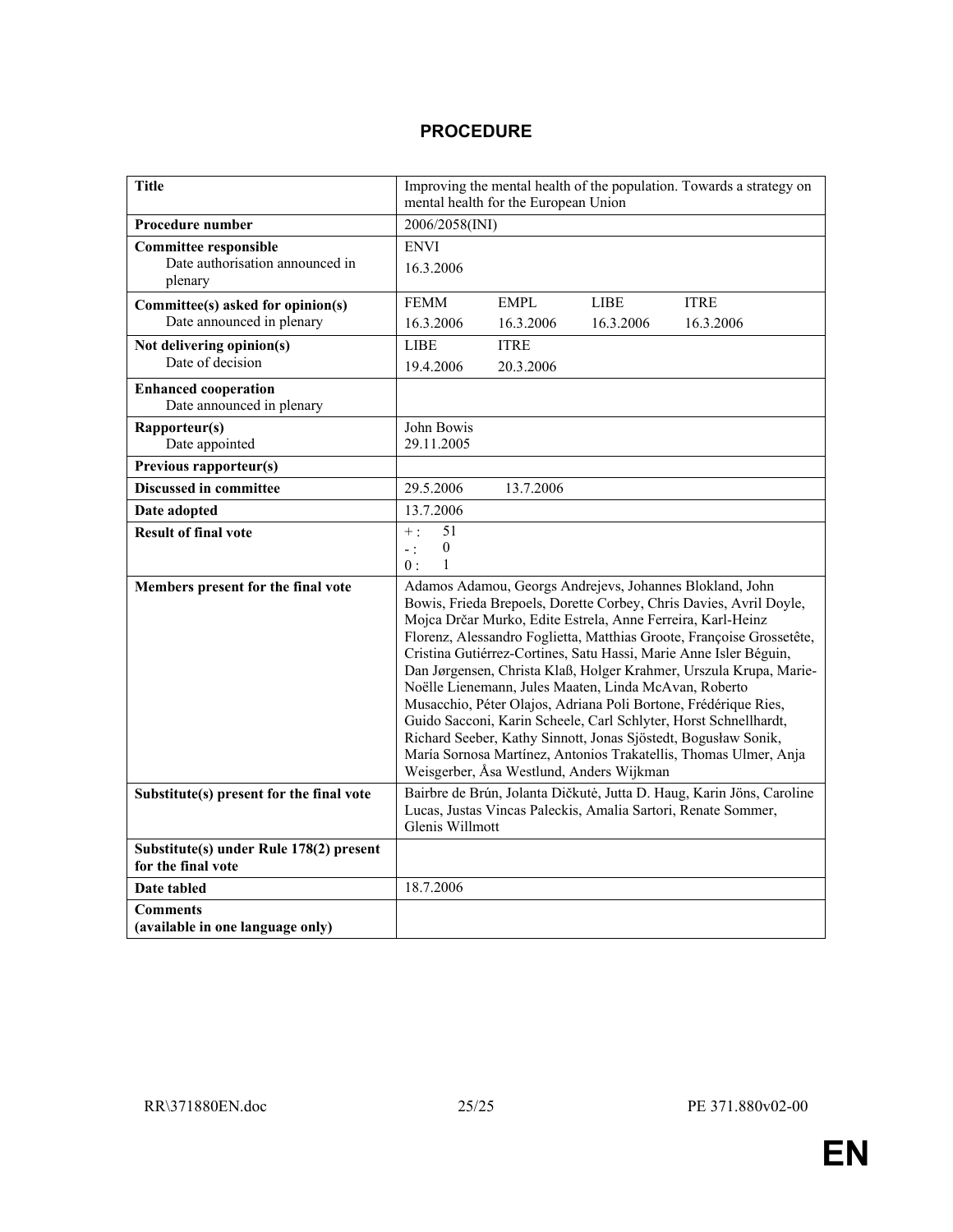# PROCEDURE

| | |
|---|---|
| **Title** | Improving the mental health of the population. Towards a strategy on mental health for the European Union |
| **Procedure number** | 2006/2058(INI) |
| **Committee responsible**<br>Date authorisation announced in plenary | ENVI<br>16.3.2006 |
| **Committee(s) asked for opinion(s)**<br>Date announced in plenary | FEMM 16.3.2006; EMPL 16.3.2006; LIBE 16.3.2006; ITRE 16.3.2006 |
| **Not delivering opinion(s)**<br>Date of decision | LIBE 19.4.2006; ITRE 20.3.2006 |
| **Enhanced cooperation**<br>Date announced in plenary | |
| **Rapporteur(s)**<br>Date appointed | John Bowis<br>29.11.2005 |
| **Previous rapporteur(s)** | |
| **Discussed in committee** | 29.5.2006 13.7.2006 |
| **Date adopted** | 13.7.2006 |
| **Result of final vote** | + : 51<br>- : 0<br>0 : 1 |
| **Members present for the final vote** | Adamos Adamou, Georgs Andrejevs, Johannes Blokland, John Bowis, Frieda Brepoels, Dorette Corbey, Chris Davies, Avril Doyle, Mojca Drčar Murko, Edite Estrela, Anne Ferreira, Karl-Heinz Florenz, Alessandro Foglietta, Matthias Groote, Françoise Grossetête, Cristina Gutiérrez-Cortines, Satu Hassi, Marie Anne Isler Béguin, Dan Jørgensen, Christa Klaß, Holger Krahmer, Urszula Krupa, Marie-Noëlle Lienemann, Jules Maaten, Linda McAvan, Roberto Musacchio, Péter Olajos, Adriana Poli Bortone, Frédérique Ries, Guido Sacconi, Karin Scheele, Carl Schlyter, Horst Schnellhardt, Richard Seeber, Kathy Sinnott, Jonas Sjöstedt, Bogusław Sonik, María Sornosa Martínez, Antonios Trakatellis, Thomas Ulmer, Anja Weisgerber, Åsa Westlund, Anders Wijkman |
| **Substitute(s) present for the final vote** | Bairbre de Brún, Jolanta Dičkutė, Jutta D. Haug, Karin Jöns, Caroline Lucas, Justas Vincas Paleckis, Amalia Sartori, Renate Sommer, Glenis Willmott |
| **Substitute(s) under Rule 178(2) present for the final vote** | |
| **Date tabled** | 18.7.2006 |
| **Comments**<br>**(available in one language only)** | |